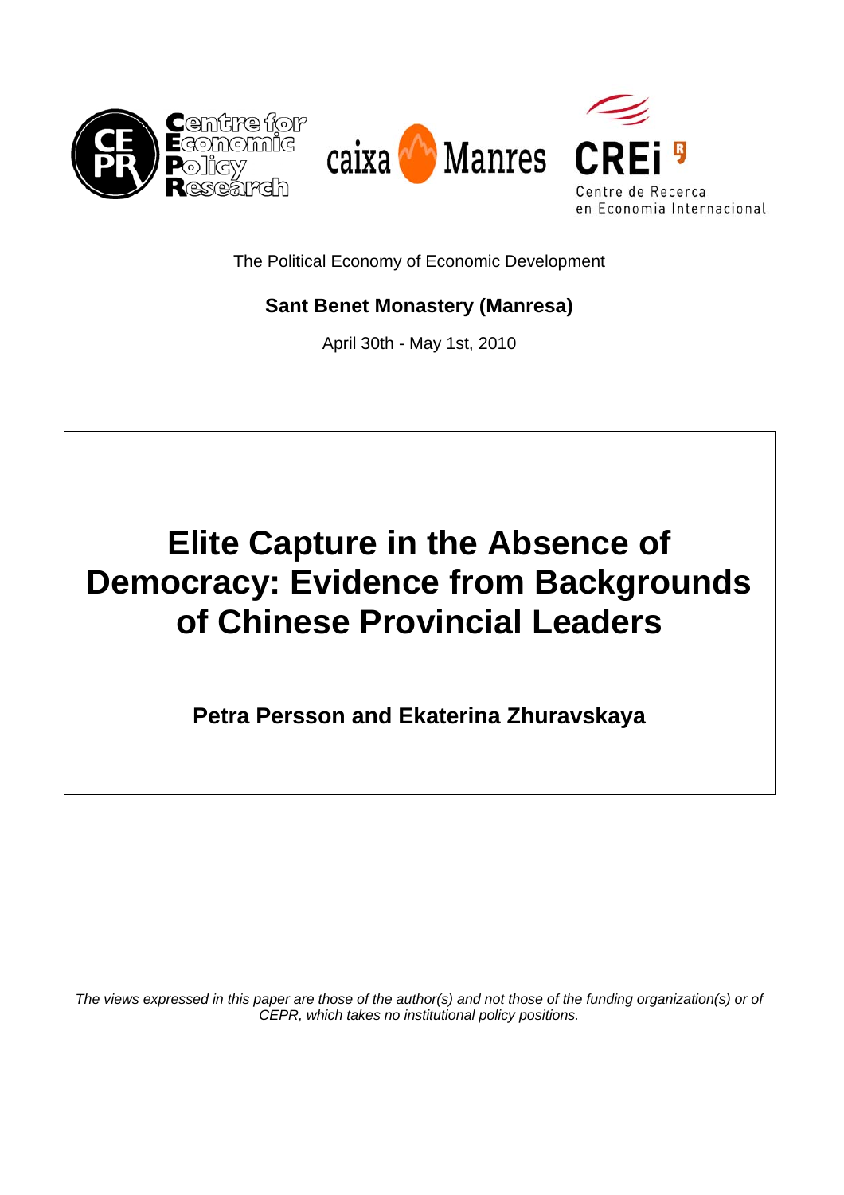The Political Economy of Economic Development

**Sant Benet Monastery (Manresa)**

April 30th - May 1st, 2010

# Elite Capture in the Absence of Democracy: Evidence from Backgrounds of Chinese Provincial Leaders

**Petra Persson and Ekaterina Zhuravskaya**

*The views expressed in this paper are those of the author(s) and not those of the funding organization(s) or of CEPR, which takes no institutional policy positions.*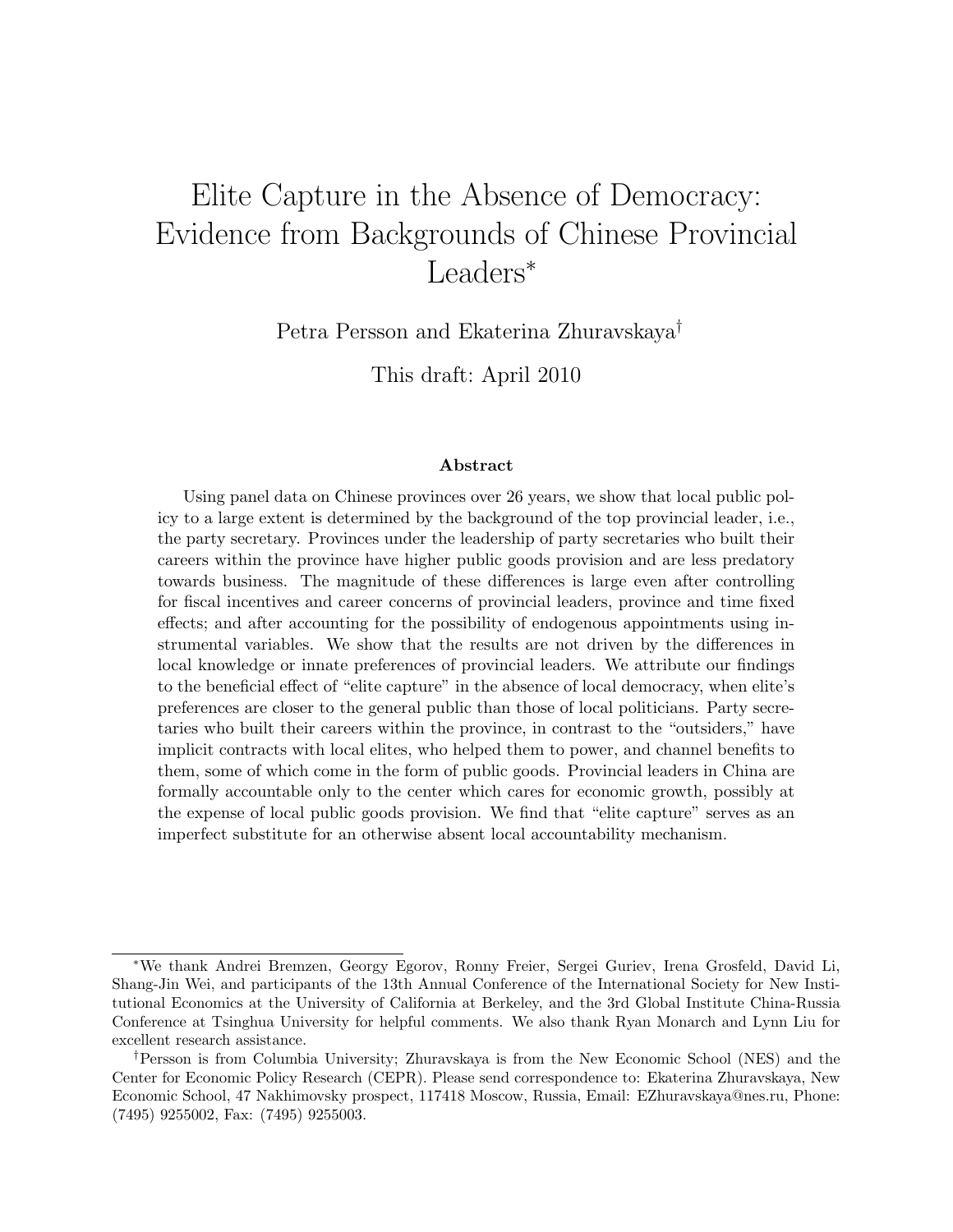# Elite Capture in the Absence of Democracy: Evidence from Backgrounds of Chinese Provincial Leaders*

Petra Persson and Ekaterina Zhuravskaya†

This draft: April 2010

### Abstract

Using panel data on Chinese provinces over 26 years, we show that local public policy to a large extent is determined by the background of the top provincial leader, i.e., the party secretary. Provinces under the leadership of party secretaries who built their careers within the province have higher public goods provision and are less predatory towards business. The magnitude of these differences is large even after controlling for fiscal incentives and career concerns of provincial leaders, province and time fixed effects; and after accounting for the possibility of endogenous appointments using instrumental variables. We show that the results are not driven by the differences in local knowledge or innate preferences of provincial leaders. We attribute our findings to the beneficial effect of "elite capture" in the absence of local democracy, when elite's preferences are closer to the general public than those of local politicians. Party secretaries who built their careers within the province, in contrast to the "outsiders," have implicit contracts with local elites, who helped them to power, and channel benefits to them, some of which come in the form of public goods. Provincial leaders in China are formally accountable only to the center which cares for economic growth, possibly at the expense of local public goods provision. We find that "elite capture" serves as an imperfect substitute for an otherwise absent local accountability mechanism.

---

*We thank Andrei Bremzen, Georgy Egorov, Ronny Freier, Sergei Guriev, Irena Grosfeld, David Li, Shang-Jin Wei, and participants of the 13th Annual Conference of the International Society for New Institutional Economics at the University of California at Berkeley, and the 3rd Global Institute China-Russia Conference at Tsinghua University for helpful comments. We also thank Ryan Monarch and Lynn Liu for excellent research assistance.

†Persson is from Columbia University; Zhuravskaya is from the New Economic School (NES) and the Center for Economic Policy Research (CEPR). Please send correspondence to: Ekaterina Zhuravskaya, New Economic School, 47 Nakhimovsky prospect, 117418 Moscow, Russia, Email: EZhuravskaya@nes.ru, Phone: (7495) 9255002, Fax: (7495) 9255003.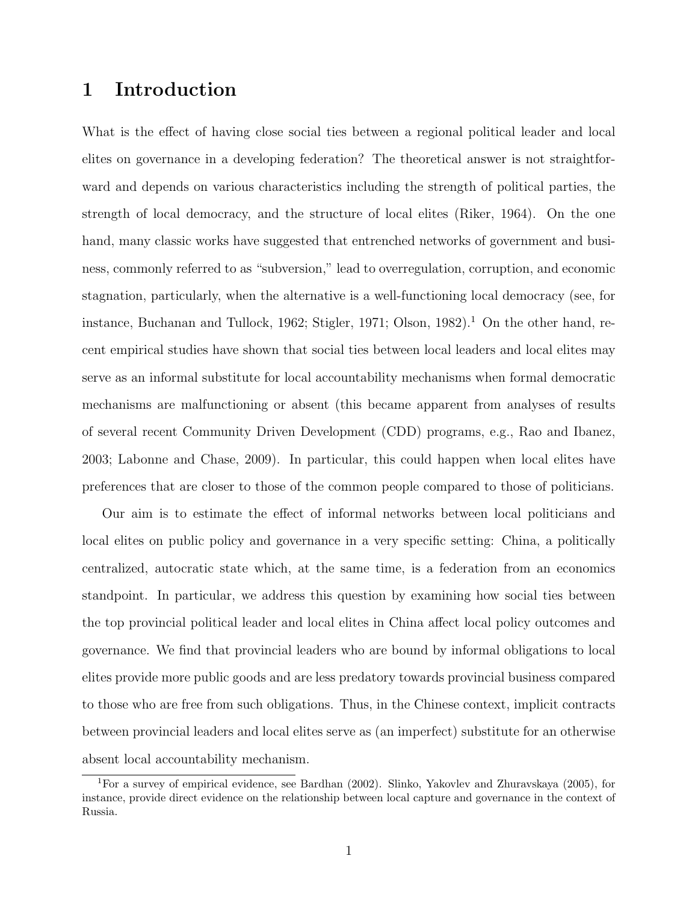# 1 Introduction

What is the effect of having close social ties between a regional political leader and local elites on governance in a developing federation? The theoretical answer is not straightforward and depends on various characteristics including the strength of political parties, the strength of local democracy, and the structure of local elites (Riker, 1964). On the one hand, many classic works have suggested that entrenched networks of government and business, commonly referred to as "subversion," lead to overregulation, corruption, and economic stagnation, particularly, when the alternative is a well-functioning local democracy (see, for instance, Buchanan and Tullock, 1962; Stigler, 1971; Olson, 1982).[1] On the other hand, recent empirical studies have shown that social ties between local leaders and local elites may serve as an informal substitute for local accountability mechanisms when formal democratic mechanisms are malfunctioning or absent (this became apparent from analyses of results of several recent Community Driven Development (CDD) programs, e.g., Rao and Ibanez, 2003; Labonne and Chase, 2009). In particular, this could happen when local elites have preferences that are closer to those of the common people compared to those of politicians.

Our aim is to estimate the effect of informal networks between local politicians and local elites on public policy and governance in a very specific setting: China, a politically centralized, autocratic state which, at the same time, is a federation from an economics standpoint. In particular, we address this question by examining how social ties between the top provincial political leader and local elites in China affect local policy outcomes and governance. We find that provincial leaders who are bound by informal obligations to local elites provide more public goods and are less predatory towards provincial business compared to those who are free from such obligations. Thus, in the Chinese context, implicit contracts between provincial leaders and local elites serve as (an imperfect) substitute for an otherwise absent local accountability mechanism.

[1] For a survey of empirical evidence, see Bardhan (2002). Slinko, Yakovlev and Zhuravskaya (2005), for instance, provide direct evidence on the relationship between local capture and governance in the context of Russia.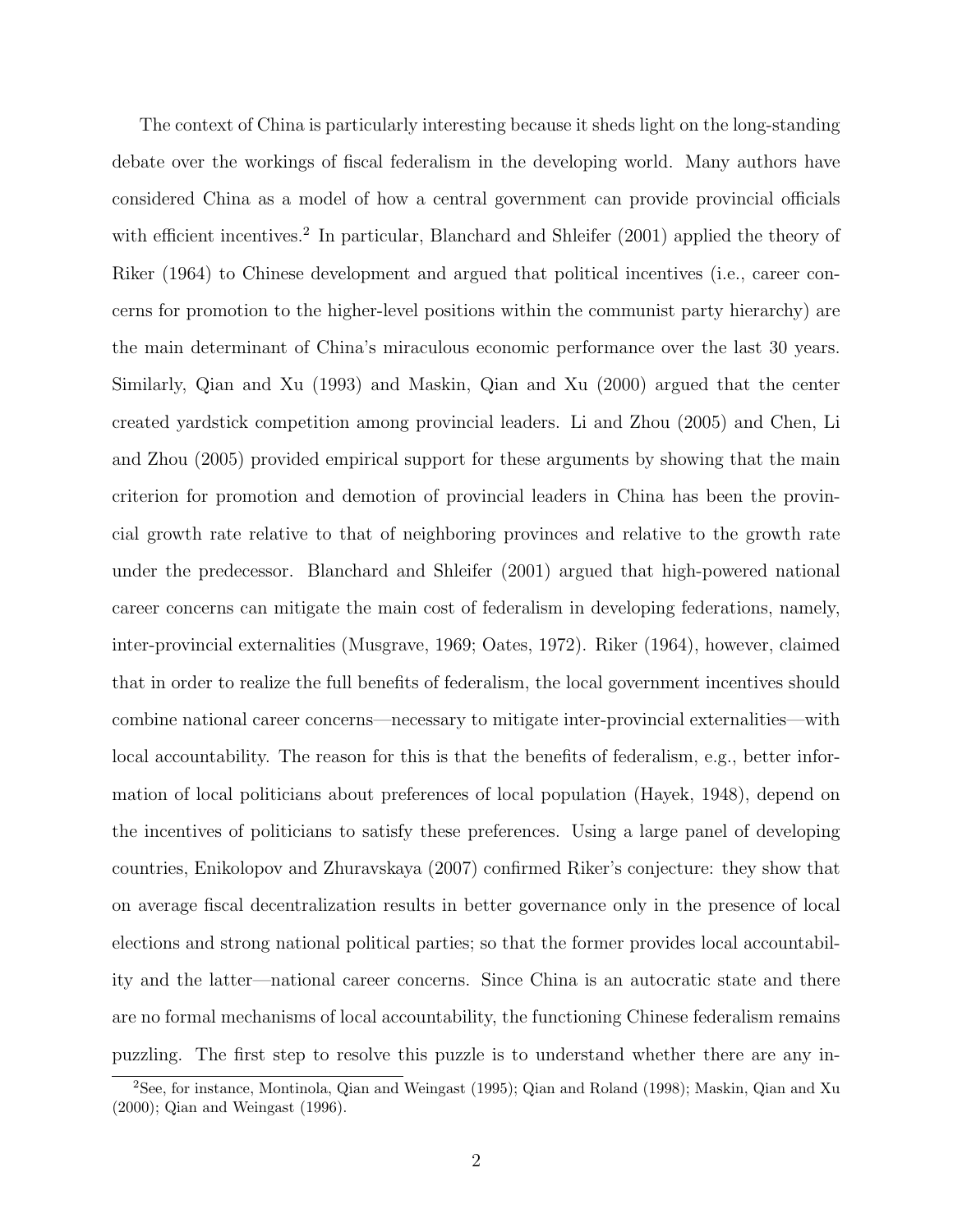The context of China is particularly interesting because it sheds light on the long-standing debate over the workings of fiscal federalism in the developing world. Many authors have considered China as a model of how a central government can provide provincial officials with efficient incentives.[2] In particular, Blanchard and Shleifer (2001) applied the theory of Riker (1964) to Chinese development and argued that political incentives (i.e., career concerns for promotion to the higher-level positions within the communist party hierarchy) are the main determinant of China's miraculous economic performance over the last 30 years. Similarly, Qian and Xu (1993) and Maskin, Qian and Xu (2000) argued that the center created yardstick competition among provincial leaders. Li and Zhou (2005) and Chen, Li and Zhou (2005) provided empirical support for these arguments by showing that the main criterion for promotion and demotion of provincial leaders in China has been the provincial growth rate relative to that of neighboring provinces and relative to the growth rate under the predecessor. Blanchard and Shleifer (2001) argued that high-powered national career concerns can mitigate the main cost of federalism in developing federations, namely, inter-provincial externalities (Musgrave, 1969; Oates, 1972). Riker (1964), however, claimed that in order to realize the full benefits of federalism, the local government incentives should combine national career concerns—necessary to mitigate inter-provincial externalities—with local accountability. The reason for this is that the benefits of federalism, e.g., better information of local politicians about preferences of local population (Hayek, 1948), depend on the incentives of politicians to satisfy these preferences. Using a large panel of developing countries, Enikolopov and Zhuravskaya (2007) confirmed Riker's conjecture: they show that on average fiscal decentralization results in better governance only in the presence of local elections and strong national political parties; so that the former provides local accountability and the latter—national career concerns. Since China is an autocratic state and there are no formal mechanisms of local accountability, the functioning Chinese federalism remains puzzling. The first step to resolve this puzzle is to understand whether there are any in-

[2]See, for instance, Montinola, Qian and Weingast (1995); Qian and Roland (1998); Maskin, Qian and Xu (2000); Qian and Weingast (1996).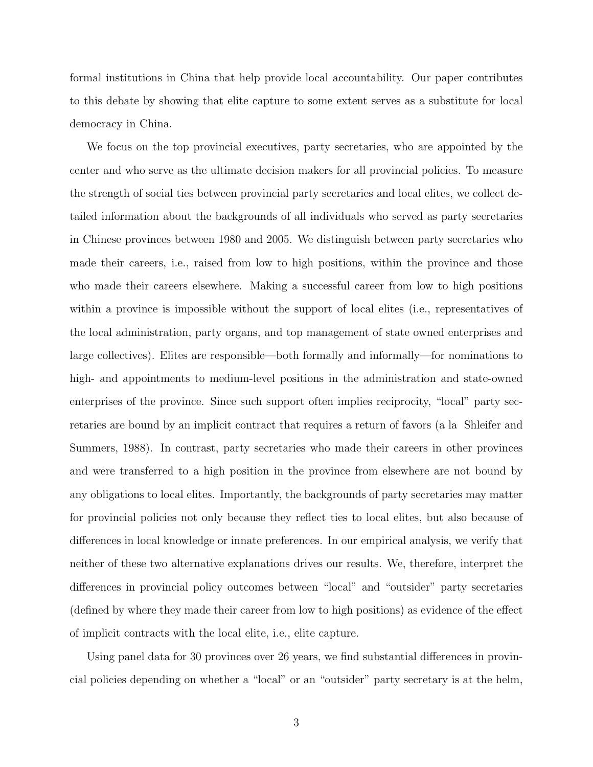formal institutions in China that help provide local accountability. Our paper contributes to this debate by showing that elite capture to some extent serves as a substitute for local democracy in China.

We focus on the top provincial executives, party secretaries, who are appointed by the center and who serve as the ultimate decision makers for all provincial policies. To measure the strength of social ties between provincial party secretaries and local elites, we collect detailed information about the backgrounds of all individuals who served as party secretaries in Chinese provinces between 1980 and 2005. We distinguish between party secretaries who made their careers, i.e., raised from low to high positions, within the province and those who made their careers elsewhere. Making a successful career from low to high positions within a province is impossible without the support of local elites (i.e., representatives of the local administration, party organs, and top management of state owned enterprises and large collectives). Elites are responsible—both formally and informally—for nominations to high- and appointments to medium-level positions in the administration and state-owned enterprises of the province. Since such support often implies reciprocity, "local" party secretaries are bound by an implicit contract that requires a return of favors (a la Shleifer and Summers, 1988). In contrast, party secretaries who made their careers in other provinces and were transferred to a high position in the province from elsewhere are not bound by any obligations to local elites. Importantly, the backgrounds of party secretaries may matter for provincial policies not only because they reflect ties to local elites, but also because of differences in local knowledge or innate preferences. In our empirical analysis, we verify that neither of these two alternative explanations drives our results. We, therefore, interpret the differences in provincial policy outcomes between "local" and "outsider" party secretaries (defined by where they made their career from low to high positions) as evidence of the effect of implicit contracts with the local elite, i.e., elite capture.

Using panel data for 30 provinces over 26 years, we find substantial differences in provincial policies depending on whether a "local" or an "outsider" party secretary is at the helm,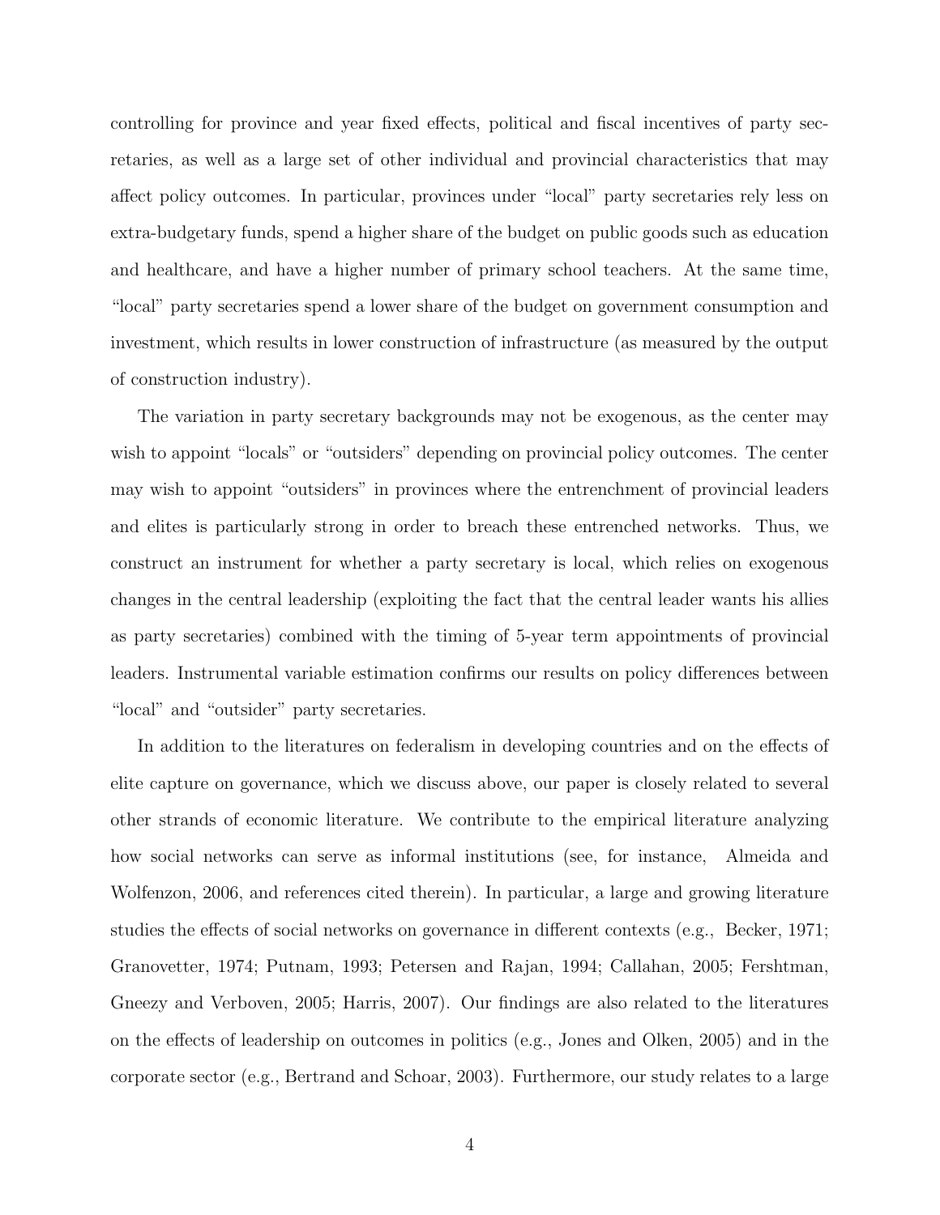controlling for province and year fixed effects, political and fiscal incentives of party secretaries, as well as a large set of other individual and provincial characteristics that may affect policy outcomes. In particular, provinces under "local" party secretaries rely less on extra-budgetary funds, spend a higher share of the budget on public goods such as education and healthcare, and have a higher number of primary school teachers. At the same time, "local" party secretaries spend a lower share of the budget on government consumption and investment, which results in lower construction of infrastructure (as measured by the output of construction industry).

The variation in party secretary backgrounds may not be exogenous, as the center may wish to appoint "locals" or "outsiders" depending on provincial policy outcomes. The center may wish to appoint "outsiders" in provinces where the entrenchment of provincial leaders and elites is particularly strong in order to breach these entrenched networks. Thus, we construct an instrument for whether a party secretary is local, which relies on exogenous changes in the central leadership (exploiting the fact that the central leader wants his allies as party secretaries) combined with the timing of 5-year term appointments of provincial leaders. Instrumental variable estimation confirms our results on policy differences between "local" and "outsider" party secretaries.

In addition to the literatures on federalism in developing countries and on the effects of elite capture on governance, which we discuss above, our paper is closely related to several other strands of economic literature. We contribute to the empirical literature analyzing how social networks can serve as informal institutions (see, for instance, Almeida and Wolfenzon, 2006, and references cited therein). In particular, a large and growing literature studies the effects of social networks on governance in different contexts (e.g., Becker, 1971; Granovetter, 1974; Putnam, 1993; Petersen and Rajan, 1994; Callahan, 2005; Fershtman, Gneezy and Verboven, 2005; Harris, 2007). Our findings are also related to the literatures on the effects of leadership on outcomes in politics (e.g., Jones and Olken, 2005) and in the corporate sector (e.g., Bertrand and Schoar, 2003). Furthermore, our study relates to a large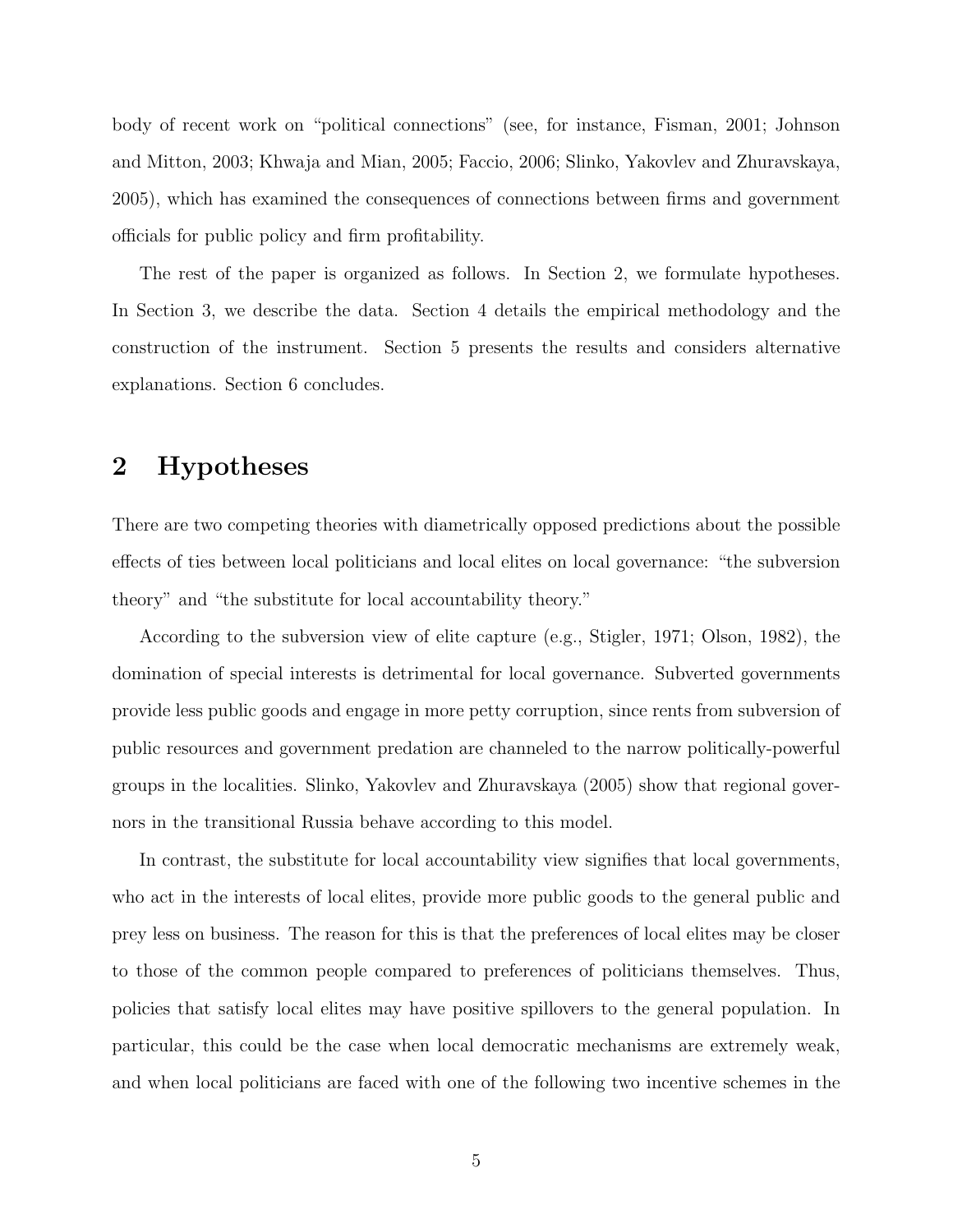body of recent work on "political connections" (see, for instance, Fisman, 2001; Johnson and Mitton, 2003; Khwaja and Mian, 2005; Faccio, 2006; Slinko, Yakovlev and Zhuravskaya, 2005), which has examined the consequences of connections between firms and government officials for public policy and firm profitability.

The rest of the paper is organized as follows. In Section 2, we formulate hypotheses. In Section 3, we describe the data. Section 4 details the empirical methodology and the construction of the instrument. Section 5 presents the results and considers alternative explanations. Section 6 concludes.

## 2 Hypotheses

There are two competing theories with diametrically opposed predictions about the possible effects of ties between local politicians and local elites on local governance: "the subversion theory" and "the substitute for local accountability theory."

According to the subversion view of elite capture (e.g., Stigler, 1971; Olson, 1982), the domination of special interests is detrimental for local governance. Subverted governments provide less public goods and engage in more petty corruption, since rents from subversion of public resources and government predation are channeled to the narrow politically-powerful groups in the localities. Slinko, Yakovlev and Zhuravskaya (2005) show that regional governors in the transitional Russia behave according to this model.

In contrast, the substitute for local accountability view signifies that local governments, who act in the interests of local elites, provide more public goods to the general public and prey less on business. The reason for this is that the preferences of local elites may be closer to those of the common people compared to preferences of politicians themselves. Thus, policies that satisfy local elites may have positive spillovers to the general population. In particular, this could be the case when local democratic mechanisms are extremely weak, and when local politicians are faced with one of the following two incentive schemes in the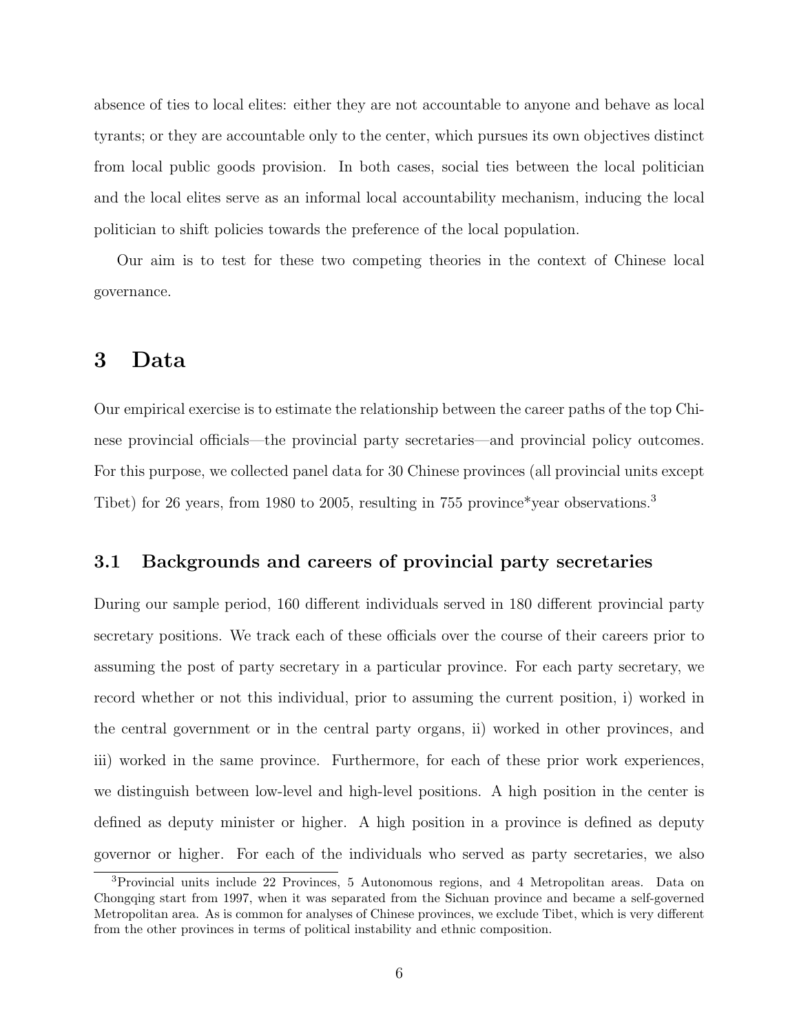absence of ties to local elites: either they are not accountable to anyone and behave as local tyrants; or they are accountable only to the center, which pursues its own objectives distinct from local public goods provision. In both cases, social ties between the local politician and the local elites serve as an informal local accountability mechanism, inducing the local politician to shift policies towards the preference of the local population.

Our aim is to test for these two competing theories in the context of Chinese local governance.

# 3 Data

Our empirical exercise is to estimate the relationship between the career paths of the top Chinese provincial officials—the provincial party secretaries—and provincial policy outcomes. For this purpose, we collected panel data for 30 Chinese provinces (all provincial units except Tibet) for 26 years, from 1980 to 2005, resulting in 755 province*year observations.[3]

## 3.1 Backgrounds and careers of provincial party secretaries

During our sample period, 160 different individuals served in 180 different provincial party secretary positions. We track each of these officials over the course of their careers prior to assuming the post of party secretary in a particular province. For each party secretary, we record whether or not this individual, prior to assuming the current position, i) worked in the central government or in the central party organs, ii) worked in other provinces, and iii) worked in the same province. Furthermore, for each of these prior work experiences, we distinguish between low-level and high-level positions. A high position in the center is defined as deputy minister or higher. A high position in a province is defined as deputy governor or higher. For each of the individuals who served as party secretaries, we also

[3]Provincial units include 22 Provinces, 5 Autonomous regions, and 4 Metropolitan areas. Data on Chongqing start from 1997, when it was separated from the Sichuan province and became a self-governed Metropolitan area. As is common for analyses of Chinese provinces, we exclude Tibet, which is very different from the other provinces in terms of political instability and ethnic composition.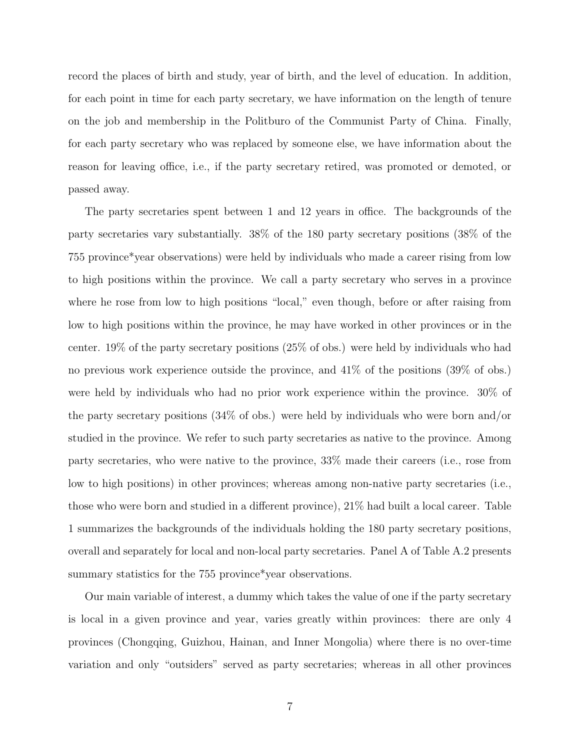record the places of birth and study, year of birth, and the level of education. In addition, for each point in time for each party secretary, we have information on the length of tenure on the job and membership in the Politburo of the Communist Party of China. Finally, for each party secretary who was replaced by someone else, we have information about the reason for leaving office, i.e., if the party secretary retired, was promoted or demoted, or passed away.

The party secretaries spent between 1 and 12 years in office. The backgrounds of the party secretaries vary substantially. 38% of the 180 party secretary positions (38% of the 755 province*year observations) were held by individuals who made a career rising from low to high positions within the province. We call a party secretary who serves in a province where he rose from low to high positions "local," even though, before or after raising from low to high positions within the province, he may have worked in other provinces or in the center. 19% of the party secretary positions (25% of obs.) were held by individuals who had no previous work experience outside the province, and 41% of the positions (39% of obs.) were held by individuals who had no prior work experience within the province. 30% of the party secretary positions (34% of obs.) were held by individuals who were born and/or studied in the province. We refer to such party secretaries as native to the province. Among party secretaries, who were native to the province, 33% made their careers (i.e., rose from low to high positions) in other provinces; whereas among non-native party secretaries (i.e., those who were born and studied in a different province), 21% had built a local career. Table 1 summarizes the backgrounds of the individuals holding the 180 party secretary positions, overall and separately for local and non-local party secretaries. Panel A of Table A.2 presents summary statistics for the 755 province*year observations.

Our main variable of interest, a dummy which takes the value of one if the party secretary is local in a given province and year, varies greatly within provinces: there are only 4 provinces (Chongqing, Guizhou, Hainan, and Inner Mongolia) where there is no over-time variation and only "outsiders" served as party secretaries; whereas in all other provinces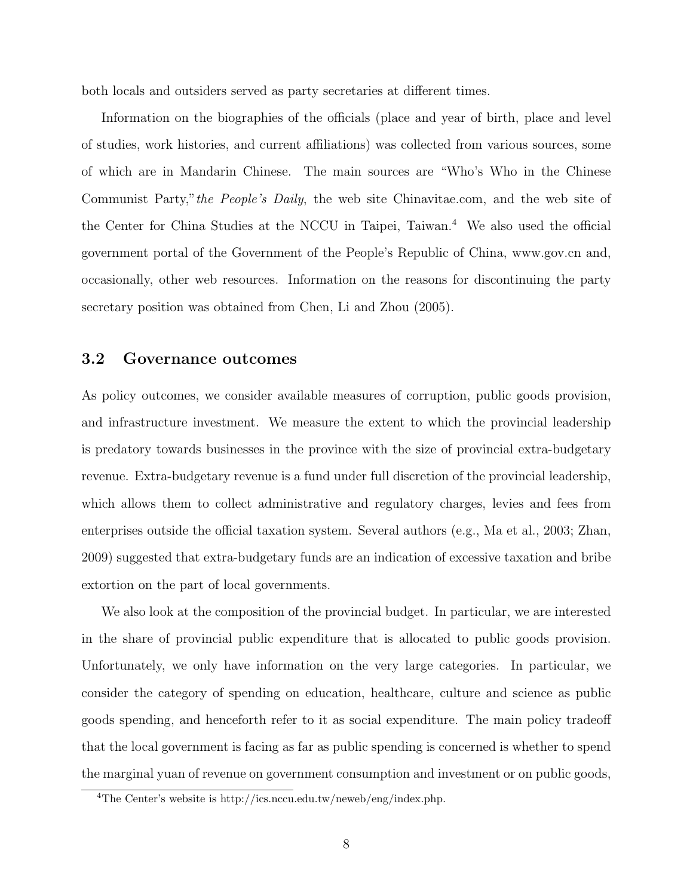both locals and outsiders served as party secretaries at different times.

Information on the biographies of the officials (place and year of birth, place and level of studies, work histories, and current affiliations) was collected from various sources, some of which are in Mandarin Chinese. The main sources are "Who's Who in the Chinese Communist Party," *the People's Daily*, the web site Chinavitae.com, and the web site of the Center for China Studies at the NCCU in Taipei, Taiwan.[4] We also used the official government portal of the Government of the People's Republic of China, www.gov.cn and, occasionally, other web resources. Information on the reasons for discontinuing the party secretary position was obtained from Chen, Li and Zhou (2005).

### 3.2 Governance outcomes

As policy outcomes, we consider available measures of corruption, public goods provision, and infrastructure investment. We measure the extent to which the provincial leadership is predatory towards businesses in the province with the size of provincial extra-budgetary revenue. Extra-budgetary revenue is a fund under full discretion of the provincial leadership, which allows them to collect administrative and regulatory charges, levies and fees from enterprises outside the official taxation system. Several authors (e.g., Ma et al., 2003; Zhan, 2009) suggested that extra-budgetary funds are an indication of excessive taxation and bribe extortion on the part of local governments.

We also look at the composition of the provincial budget. In particular, we are interested in the share of provincial public expenditure that is allocated to public goods provision. Unfortunately, we only have information on the very large categories. In particular, we consider the category of spending on education, healthcare, culture and science as public goods spending, and henceforth refer to it as social expenditure. The main policy tradeoff that the local government is facing as far as public spending is concerned is whether to spend the marginal yuan of revenue on government consumption and investment or on public goods,

[4] The Center's website is http://ics.nccu.edu.tw/neweb/eng/index.php.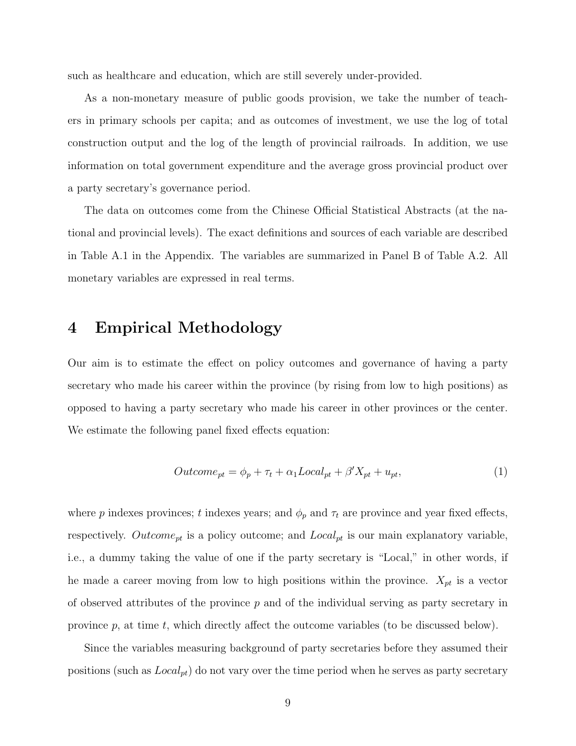such as healthcare and education, which are still severely under-provided.

As a non-monetary measure of public goods provision, we take the number of teachers in primary schools per capita; and as outcomes of investment, we use the log of total construction output and the log of the length of provincial railroads. In addition, we use information on total government expenditure and the average gross provincial product over a party secretary's governance period.

The data on outcomes come from the Chinese Official Statistical Abstracts (at the national and provincial levels). The exact definitions and sources of each variable are described in Table A.1 in the Appendix. The variables are summarized in Panel B of Table A.2. All monetary variables are expressed in real terms.

# 4 Empirical Methodology

Our aim is to estimate the effect on policy outcomes and governance of having a party secretary who made his career within the province (by rising from low to high positions) as opposed to having a party secretary who made his career in other provinces or the center. We estimate the following panel fixed effects equation:

$$Outcome_{pt} = \phi_p + \tau_t + \alpha_1 Local_{pt} + \beta' X_{pt} + u_{pt}, \tag{1}$$

where $p$ indexes provinces; $t$ indexes years; and $\phi_p$ and $\tau_t$ are province and year fixed effects, respectively. $Outcome_{pt}$ is a policy outcome; and $Local_{pt}$ is our main explanatory variable, i.e., a dummy taking the value of one if the party secretary is "Local," in other words, if he made a career moving from low to high positions within the province. $X_{pt}$ is a vector of observed attributes of the province $p$ and of the individual serving as party secretary in province $p$, at time $t$, which directly affect the outcome variables (to be discussed below).

Since the variables measuring background of party secretaries before they assumed their positions (such as $Local_{pt}$) do not vary over the time period when he serves as party secretary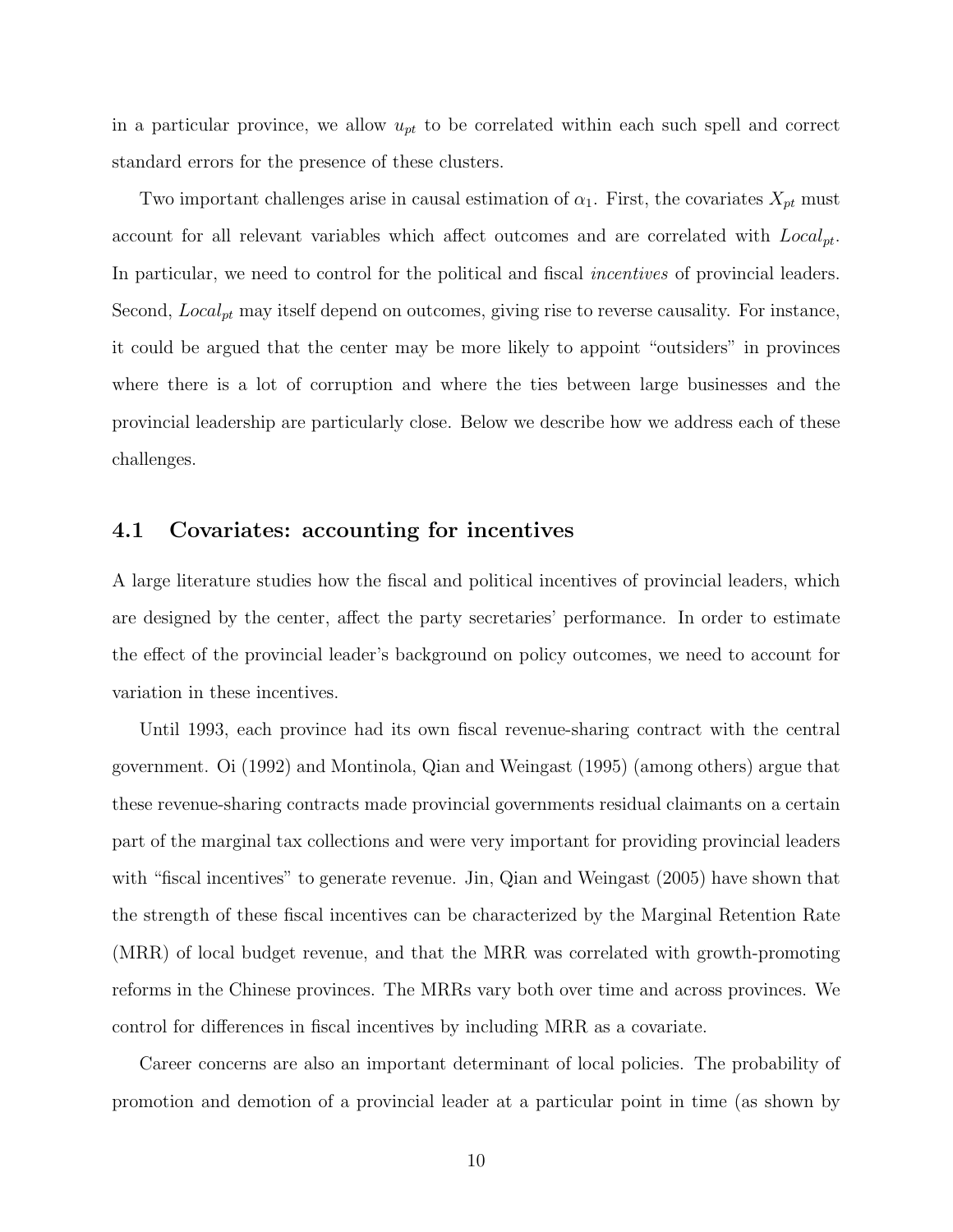in a particular province, we allow $u_{pt}$ to be correlated within each such spell and correct standard errors for the presence of these clusters.

Two important challenges arise in causal estimation of $\alpha_1$. First, the covariates $X_{pt}$ must account for all relevant variables which affect outcomes and are correlated with $Local_{pt}$. In particular, we need to control for the political and fiscal *incentives* of provincial leaders. Second, $Local_{pt}$ may itself depend on outcomes, giving rise to reverse causality. For instance, it could be argued that the center may be more likely to appoint "outsiders" in provinces where there is a lot of corruption and where the ties between large businesses and the provincial leadership are particularly close. Below we describe how we address each of these challenges.

## 4.1 Covariates: accounting for incentives

A large literature studies how the fiscal and political incentives of provincial leaders, which are designed by the center, affect the party secretaries' performance. In order to estimate the effect of the provincial leader's background on policy outcomes, we need to account for variation in these incentives.

Until 1993, each province had its own fiscal revenue-sharing contract with the central government. Oi (1992) and Montinola, Qian and Weingast (1995) (among others) argue that these revenue-sharing contracts made provincial governments residual claimants on a certain part of the marginal tax collections and were very important for providing provincial leaders with "fiscal incentives" to generate revenue. Jin, Qian and Weingast (2005) have shown that the strength of these fiscal incentives can be characterized by the Marginal Retention Rate (MRR) of local budget revenue, and that the MRR was correlated with growth-promoting reforms in the Chinese provinces. The MRRs vary both over time and across provinces. We control for differences in fiscal incentives by including MRR as a covariate.

Career concerns are also an important determinant of local policies. The probability of promotion and demotion of a provincial leader at a particular point in time (as shown by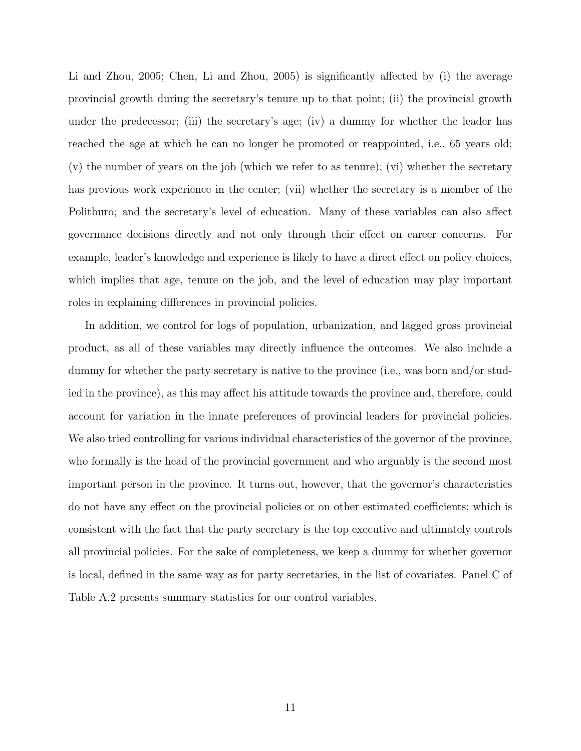Li and Zhou, 2005; Chen, Li and Zhou, 2005) is significantly affected by (i) the average provincial growth during the secretary's tenure up to that point; (ii) the provincial growth under the predecessor; (iii) the secretary's age; (iv) a dummy for whether the leader has reached the age at which he can no longer be promoted or reappointed, i.e., 65 years old; (v) the number of years on the job (which we refer to as tenure); (vi) whether the secretary has previous work experience in the center; (vii) whether the secretary is a member of the Politburo; and the secretary's level of education. Many of these variables can also affect governance decisions directly and not only through their effect on career concerns. For example, leader's knowledge and experience is likely to have a direct effect on policy choices, which implies that age, tenure on the job, and the level of education may play important roles in explaining differences in provincial policies.

In addition, we control for logs of population, urbanization, and lagged gross provincial product, as all of these variables may directly influence the outcomes. We also include a dummy for whether the party secretary is native to the province (i.e., was born and/or studied in the province), as this may affect his attitude towards the province and, therefore, could account for variation in the innate preferences of provincial leaders for provincial policies. We also tried controlling for various individual characteristics of the governor of the province, who formally is the head of the provincial government and who arguably is the second most important person in the province. It turns out, however, that the governor's characteristics do not have any effect on the provincial policies or on other estimated coefficients; which is consistent with the fact that the party secretary is the top executive and ultimately controls all provincial policies. For the sake of completeness, we keep a dummy for whether governor is local, defined in the same way as for party secretaries, in the list of covariates. Panel C of Table A.2 presents summary statistics for our control variables.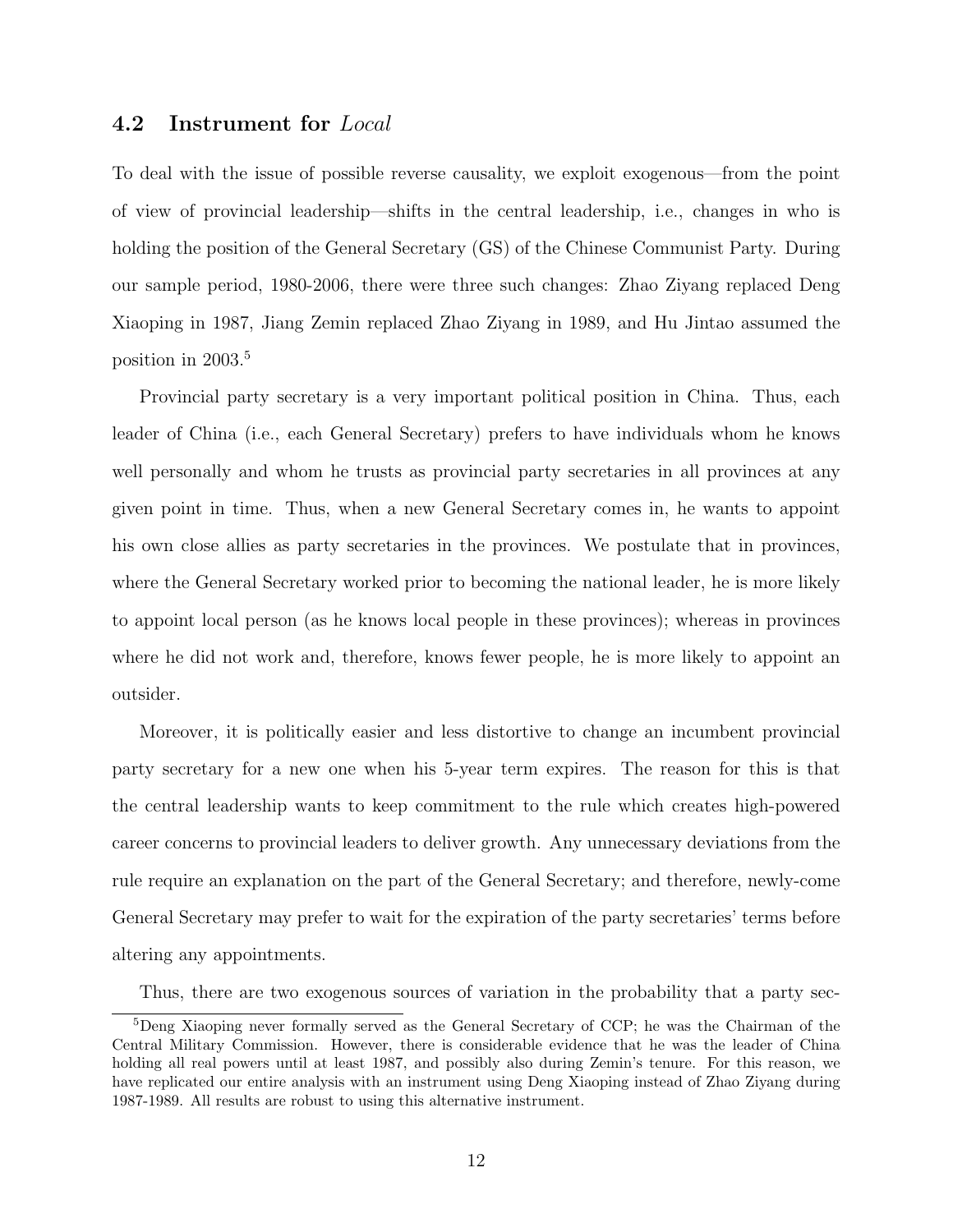### 4.2 Instrument for *Local*

To deal with the issue of possible reverse causality, we exploit exogenous—from the point of view of provincial leadership—shifts in the central leadership, i.e., changes in who is holding the position of the General Secretary (GS) of the Chinese Communist Party. During our sample period, 1980-2006, there were three such changes: Zhao Ziyang replaced Deng Xiaoping in 1987, Jiang Zemin replaced Zhao Ziyang in 1989, and Hu Jintao assumed the position in 2003.[5]

Provincial party secretary is a very important political position in China. Thus, each leader of China (i.e., each General Secretary) prefers to have individuals whom he knows well personally and whom he trusts as provincial party secretaries in all provinces at any given point in time. Thus, when a new General Secretary comes in, he wants to appoint his own close allies as party secretaries in the provinces. We postulate that in provinces, where the General Secretary worked prior to becoming the national leader, he is more likely to appoint local person (as he knows local people in these provinces); whereas in provinces where he did not work and, therefore, knows fewer people, he is more likely to appoint an outsider.

Moreover, it is politically easier and less distortive to change an incumbent provincial party secretary for a new one when his 5-year term expires. The reason for this is that the central leadership wants to keep commitment to the rule which creates high-powered career concerns to provincial leaders to deliver growth. Any unnecessary deviations from the rule require an explanation on the part of the General Secretary; and therefore, newly-come General Secretary may prefer to wait for the expiration of the party secretaries' terms before altering any appointments.

Thus, there are two exogenous sources of variation in the probability that a party sec-

[5]Deng Xiaoping never formally served as the General Secretary of CCP; he was the Chairman of the Central Military Commission. However, there is considerable evidence that he was the leader of China holding all real powers until at least 1987, and possibly also during Zemin's tenure. For this reason, we have replicated our entire analysis with an instrument using Deng Xiaoping instead of Zhao Ziyang during 1987-1989. All results are robust to using this alternative instrument.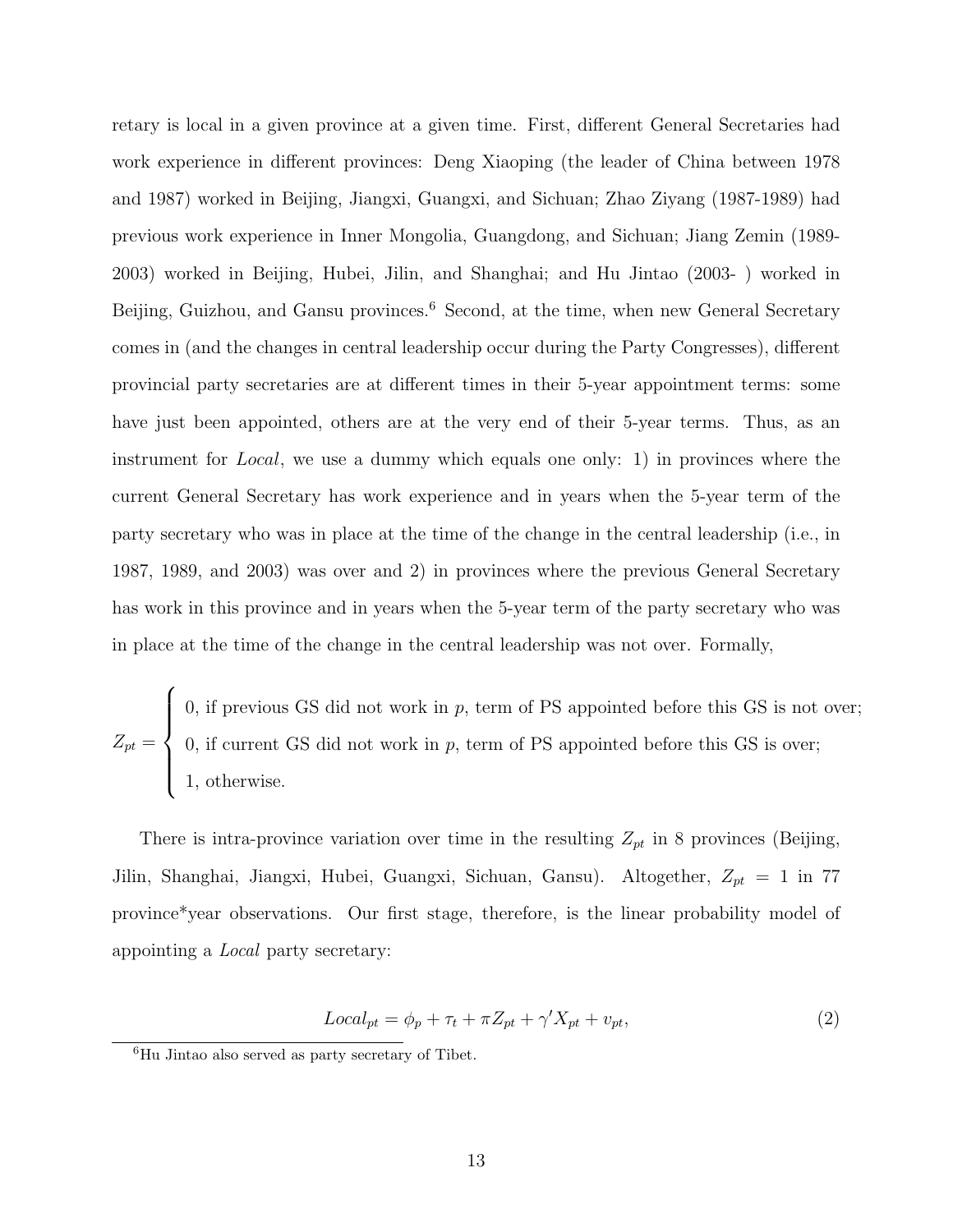retary is local in a given province at a given time. First, different General Secretaries had work experience in different provinces: Deng Xiaoping (the leader of China between 1978 and 1987) worked in Beijing, Jiangxi, Guangxi, and Sichuan; Zhao Ziyang (1987-1989) had previous work experience in Inner Mongolia, Guangdong, and Sichuan; Jiang Zemin (1989-2003) worked in Beijing, Hubei, Jilin, and Shanghai; and Hu Jintao (2003- ) worked in Beijing, Guizhou, and Gansu provinces.[6] Second, at the time, when new General Secretary comes in (and the changes in central leadership occur during the Party Congresses), different provincial party secretaries are at different times in their 5-year appointment terms: some have just been appointed, others are at the very end of their 5-year terms. Thus, as an instrument for *Local*, we use a dummy which equals one only: 1) in provinces where the current General Secretary has work experience and in years when the 5-year term of the party secretary who was in place at the time of the change in the central leadership (i.e., in 1987, 1989, and 2003) was over and 2) in provinces where the previous General Secretary has work in this province and in years when the 5-year term of the party secretary who was in place at the time of the change in the central leadership was not over. Formally,

$$Z_{pt} = \begin{cases} 0, \text{ if previous GS did not work in } p, \text{ term of PS appointed before this GS is not over;} \\ 0, \text{ if current GS did not work in } p, \text{ term of PS appointed before this GS is over;} \\ 1, \text{ otherwise.} \end{cases}$$

There is intra-province variation over time in the resulting $Z_{pt}$ in 8 provinces (Beijing, Jilin, Shanghai, Jiangxi, Hubei, Guangxi, Sichuan, Gansu). Altogether, $Z_{pt} = 1$ in 77 province*year observations. Our first stage, therefore, is the linear probability model of appointing a *Local* party secretary:

$$Local_{pt} = \phi_p + \tau_t + \pi Z_{pt} + \gamma' X_{pt} + \upsilon_{pt}, \tag{2}$$

[6] Hu Jintao also served as party secretary of Tibet.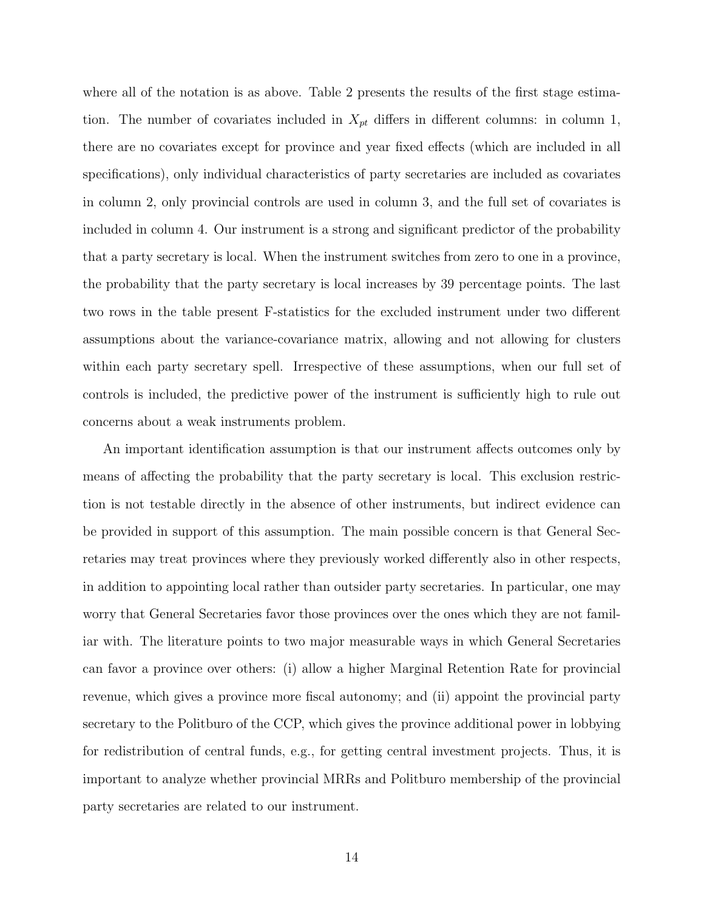where all of the notation is as above. Table 2 presents the results of the first stage estimation. The number of covariates included in $X_{pt}$ differs in different columns: in column 1, there are no covariates except for province and year fixed effects (which are included in all specifications), only individual characteristics of party secretaries are included as covariates in column 2, only provincial controls are used in column 3, and the full set of covariates is included in column 4. Our instrument is a strong and significant predictor of the probability that a party secretary is local. When the instrument switches from zero to one in a province, the probability that the party secretary is local increases by 39 percentage points. The last two rows in the table present F-statistics for the excluded instrument under two different assumptions about the variance-covariance matrix, allowing and not allowing for clusters within each party secretary spell. Irrespective of these assumptions, when our full set of controls is included, the predictive power of the instrument is sufficiently high to rule out concerns about a weak instruments problem.

An important identification assumption is that our instrument affects outcomes only by means of affecting the probability that the party secretary is local. This exclusion restriction is not testable directly in the absence of other instruments, but indirect evidence can be provided in support of this assumption. The main possible concern is that General Secretaries may treat provinces where they previously worked differently also in other respects, in addition to appointing local rather than outsider party secretaries. In particular, one may worry that General Secretaries favor those provinces over the ones which they are not familiar with. The literature points to two major measurable ways in which General Secretaries can favor a province over others: (i) allow a higher Marginal Retention Rate for provincial revenue, which gives a province more fiscal autonomy; and (ii) appoint the provincial party secretary to the Politburo of the CCP, which gives the province additional power in lobbying for redistribution of central funds, e.g., for getting central investment projects. Thus, it is important to analyze whether provincial MRRs and Politburo membership of the provincial party secretaries are related to our instrument.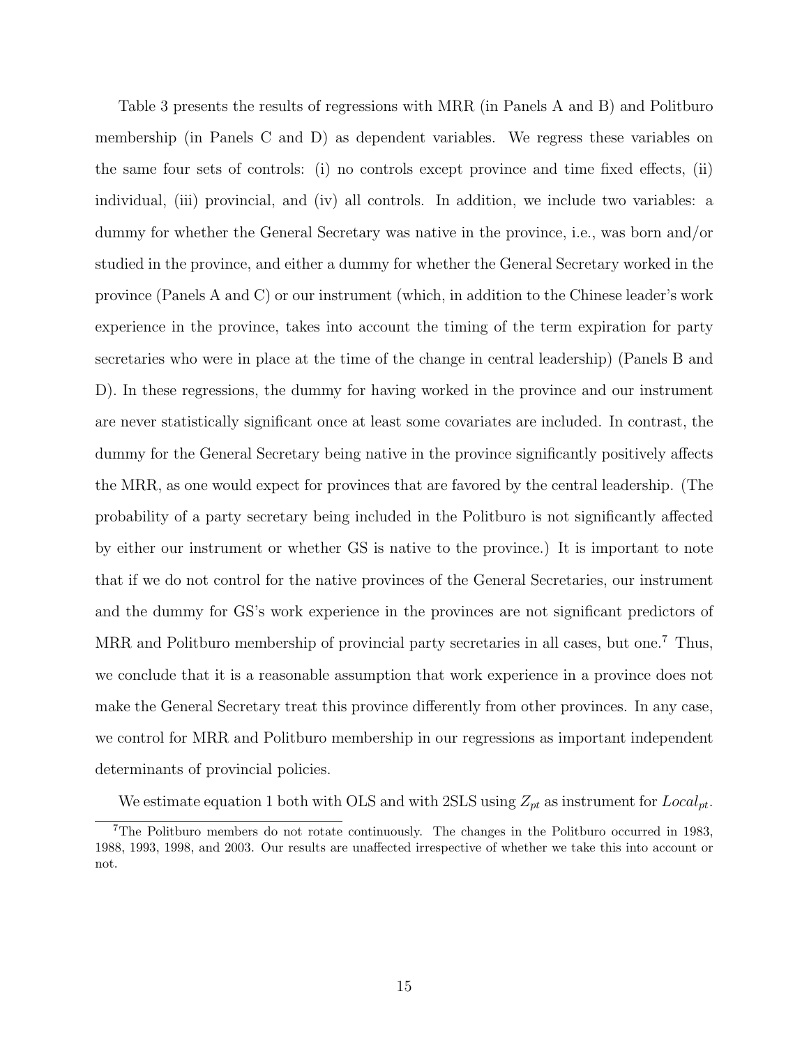Table 3 presents the results of regressions with MRR (in Panels A and B) and Politburo membership (in Panels C and D) as dependent variables. We regress these variables on the same four sets of controls: (i) no controls except province and time fixed effects, (ii) individual, (iii) provincial, and (iv) all controls. In addition, we include two variables: a dummy for whether the General Secretary was native in the province, i.e., was born and/or studied in the province, and either a dummy for whether the General Secretary worked in the province (Panels A and C) or our instrument (which, in addition to the Chinese leader's work experience in the province, takes into account the timing of the term expiration for party secretaries who were in place at the time of the change in central leadership) (Panels B and D). In these regressions, the dummy for having worked in the province and our instrument are never statistically significant once at least some covariates are included. In contrast, the dummy for the General Secretary being native in the province significantly positively affects the MRR, as one would expect for provinces that are favored by the central leadership. (The probability of a party secretary being included in the Politburo is not significantly affected by either our instrument or whether GS is native to the province.) It is important to note that if we do not control for the native provinces of the General Secretaries, our instrument and the dummy for GS's work experience in the provinces are not significant predictors of MRR and Politburo membership of provincial party secretaries in all cases, but one.[7] Thus, we conclude that it is a reasonable assumption that work experience in a province does not make the General Secretary treat this province differently from other provinces. In any case, we control for MRR and Politburo membership in our regressions as important independent determinants of provincial policies.

We estimate equation 1 both with OLS and with 2SLS using $Z_{pt}$ as instrument for $Local_{pt}$.

[7] The Politburo members do not rotate continuously. The changes in the Politburo occurred in 1983, 1988, 1993, 1998, and 2003. Our results are unaffected irrespective of whether we take this into account or not.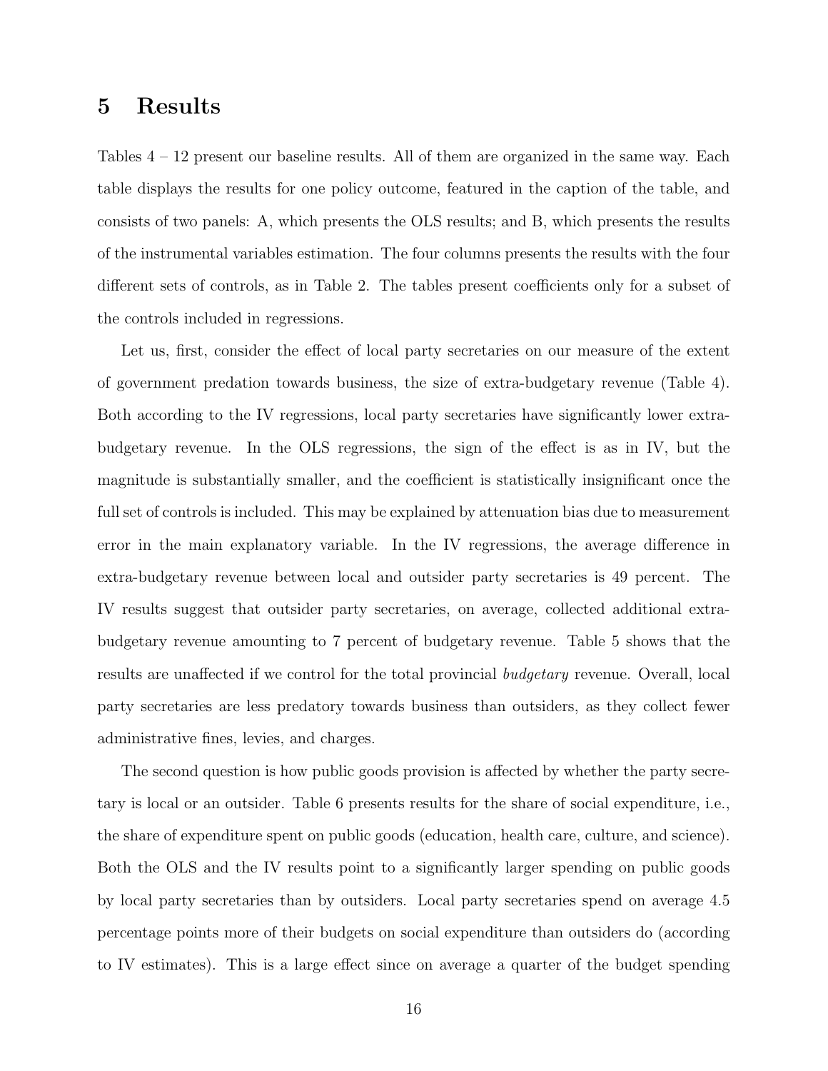# 5 Results

Tables 4 – 12 present our baseline results. All of them are organized in the same way. Each table displays the results for one policy outcome, featured in the caption of the table, and consists of two panels: A, which presents the OLS results; and B, which presents the results of the instrumental variables estimation. The four columns presents the results with the four different sets of controls, as in Table 2. The tables present coefficients only for a subset of the controls included in regressions.

Let us, first, consider the effect of local party secretaries on our measure of the extent of government predation towards business, the size of extra-budgetary revenue (Table 4). Both according to the IV regressions, local party secretaries have significantly lower extra-budgetary revenue. In the OLS regressions, the sign of the effect is as in IV, but the magnitude is substantially smaller, and the coefficient is statistically insignificant once the full set of controls is included. This may be explained by attenuation bias due to measurement error in the main explanatory variable. In the IV regressions, the average difference in extra-budgetary revenue between local and outsider party secretaries is 49 percent. The IV results suggest that outsider party secretaries, on average, collected additional extra-budgetary revenue amounting to 7 percent of budgetary revenue. Table 5 shows that the results are unaffected if we control for the total provincial *budgetary* revenue. Overall, local party secretaries are less predatory towards business than outsiders, as they collect fewer administrative fines, levies, and charges.

The second question is how public goods provision is affected by whether the party secretary is local or an outsider. Table 6 presents results for the share of social expenditure, i.e., the share of expenditure spent on public goods (education, health care, culture, and science). Both the OLS and the IV results point to a significantly larger spending on public goods by local party secretaries than by outsiders. Local party secretaries spend on average 4.5 percentage points more of their budgets on social expenditure than outsiders do (according to IV estimates). This is a large effect since on average a quarter of the budget spending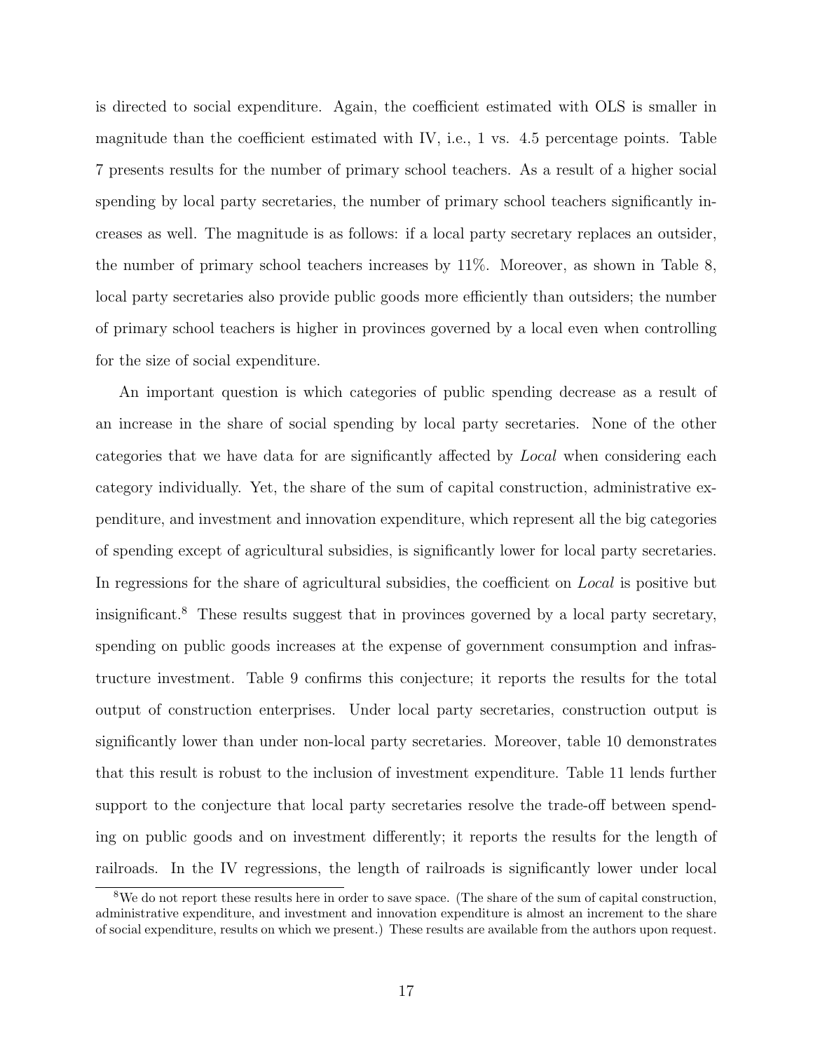is directed to social expenditure. Again, the coefficient estimated with OLS is smaller in magnitude than the coefficient estimated with IV, i.e., 1 vs. 4.5 percentage points. Table 7 presents results for the number of primary school teachers. As a result of a higher social spending by local party secretaries, the number of primary school teachers significantly increases as well. The magnitude is as follows: if a local party secretary replaces an outsider, the number of primary school teachers increases by 11%. Moreover, as shown in Table 8, local party secretaries also provide public goods more efficiently than outsiders; the number of primary school teachers is higher in provinces governed by a local even when controlling for the size of social expenditure.

An important question is which categories of public spending decrease as a result of an increase in the share of social spending by local party secretaries. None of the other categories that we have data for are significantly affected by *Local* when considering each category individually. Yet, the share of the sum of capital construction, administrative expenditure, and investment and innovation expenditure, which represent all the big categories of spending except of agricultural subsidies, is significantly lower for local party secretaries. In regressions for the share of agricultural subsidies, the coefficient on *Local* is positive but insignificant.[8] These results suggest that in provinces governed by a local party secretary, spending on public goods increases at the expense of government consumption and infrastructure investment. Table 9 confirms this conjecture; it reports the results for the total output of construction enterprises. Under local party secretaries, construction output is significantly lower than under non-local party secretaries. Moreover, table 10 demonstrates that this result is robust to the inclusion of investment expenditure. Table 11 lends further support to the conjecture that local party secretaries resolve the trade-off between spending on public goods and on investment differently; it reports the results for the length of railroads. In the IV regressions, the length of railroads is significantly lower under local

[8] We do not report these results here in order to save space. (The share of the sum of capital construction, administrative expenditure, and investment and innovation expenditure is almost an increment to the share of social expenditure, results on which we present.) These results are available from the authors upon request.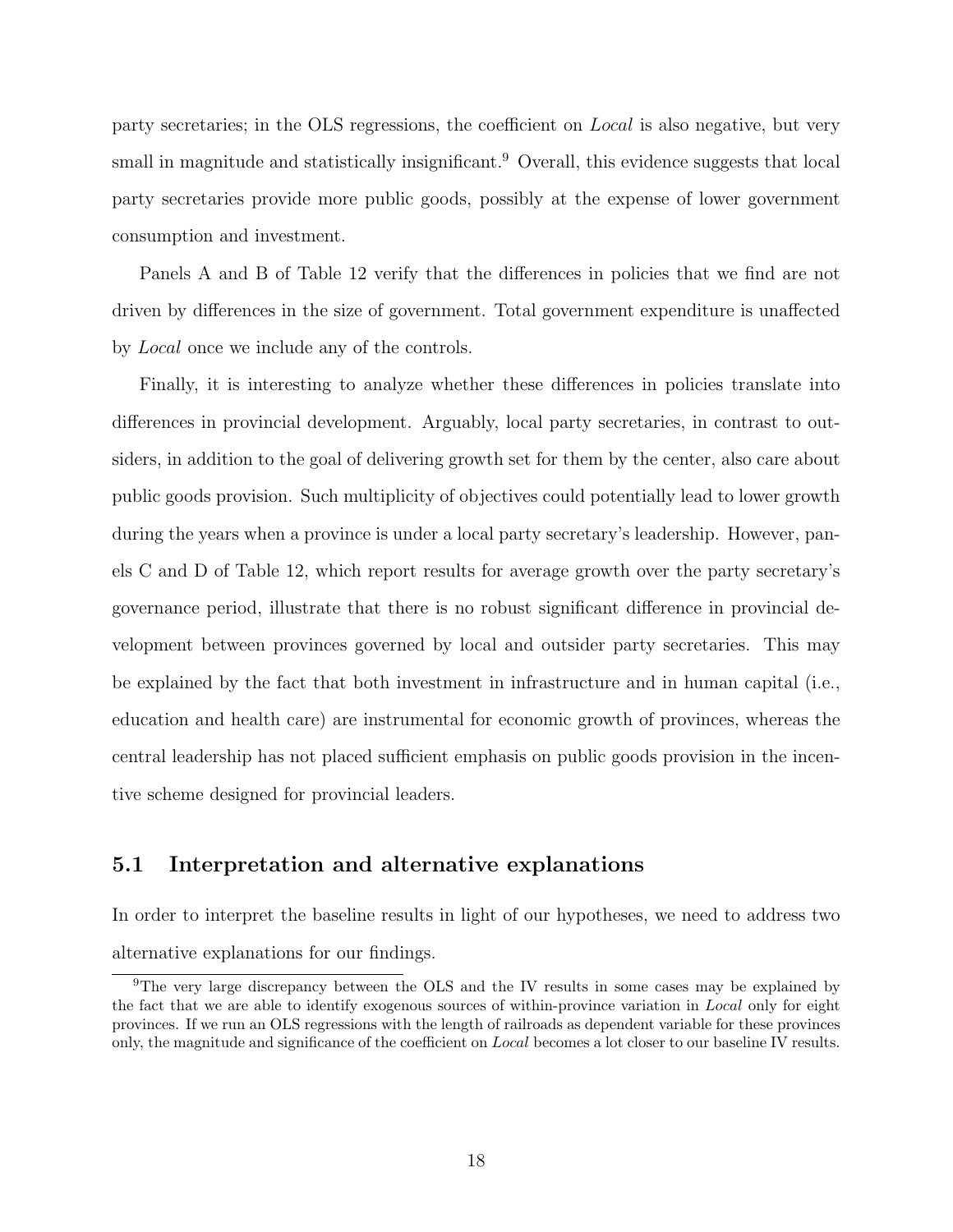party secretaries; in the OLS regressions, the coefficient on *Local* is also negative, but very small in magnitude and statistically insignificant.[9] Overall, this evidence suggests that local party secretaries provide more public goods, possibly at the expense of lower government consumption and investment.

Panels A and B of Table 12 verify that the differences in policies that we find are not driven by differences in the size of government. Total government expenditure is unaffected by *Local* once we include any of the controls.

Finally, it is interesting to analyze whether these differences in policies translate into differences in provincial development. Arguably, local party secretaries, in contrast to outsiders, in addition to the goal of delivering growth set for them by the center, also care about public goods provision. Such multiplicity of objectives could potentially lead to lower growth during the years when a province is under a local party secretary's leadership. However, panels C and D of Table 12, which report results for average growth over the party secretary's governance period, illustrate that there is no robust significant difference in provincial development between provinces governed by local and outsider party secretaries. This may be explained by the fact that both investment in infrastructure and in human capital (i.e., education and health care) are instrumental for economic growth of provinces, whereas the central leadership has not placed sufficient emphasis on public goods provision in the incentive scheme designed for provincial leaders.

## 5.1 Interpretation and alternative explanations

In order to interpret the baseline results in light of our hypotheses, we need to address two alternative explanations for our findings.

[9] The very large discrepancy between the OLS and the IV results in some cases may be explained by the fact that we are able to identify exogenous sources of within-province variation in *Local* only for eight provinces. If we run an OLS regressions with the length of railroads as dependent variable for these provinces only, the magnitude and significance of the coefficient on *Local* becomes a lot closer to our baseline IV results.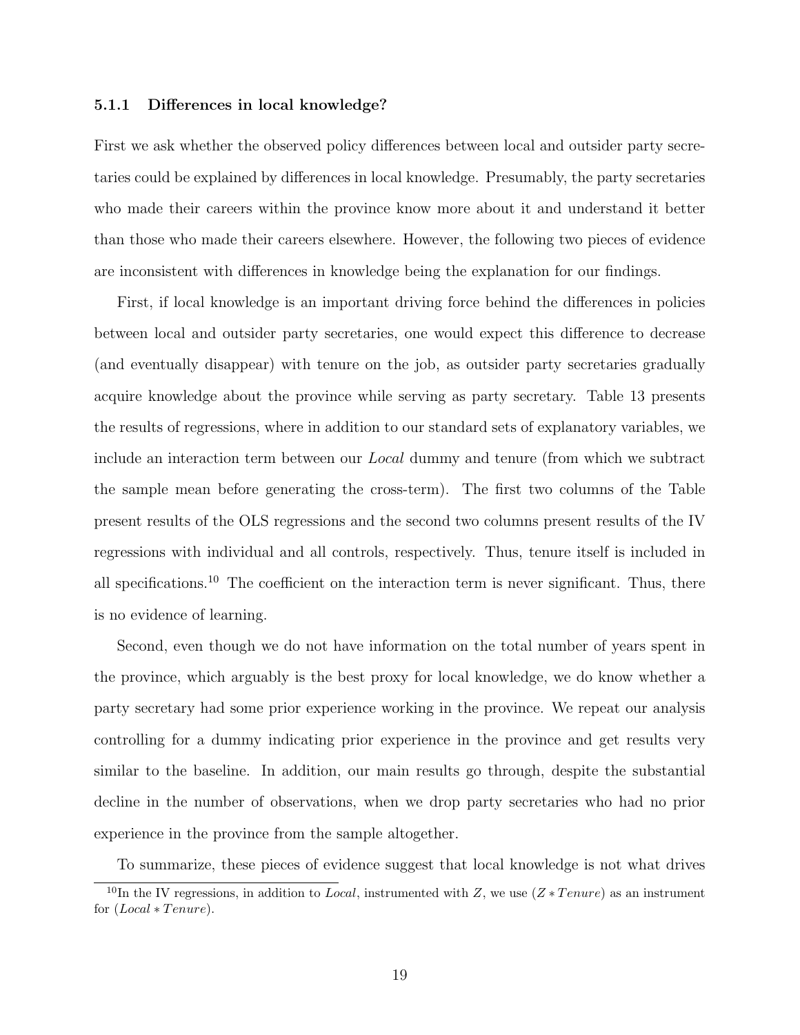#### 5.1.1 Differences in local knowledge?

First we ask whether the observed policy differences between local and outsider party secretaries could be explained by differences in local knowledge. Presumably, the party secretaries who made their careers within the province know more about it and understand it better than those who made their careers elsewhere. However, the following two pieces of evidence are inconsistent with differences in knowledge being the explanation for our findings.

First, if local knowledge is an important driving force behind the differences in policies between local and outsider party secretaries, one would expect this difference to decrease (and eventually disappear) with tenure on the job, as outsider party secretaries gradually acquire knowledge about the province while serving as party secretary. Table 13 presents the results of regressions, where in addition to our standard sets of explanatory variables, we include an interaction term between our *Local* dummy and tenure (from which we subtract the sample mean before generating the cross-term). The first two columns of the Table present results of the OLS regressions and the second two columns present results of the IV regressions with individual and all controls, respectively. Thus, tenure itself is included in all specifications.[10] The coefficient on the interaction term is never significant. Thus, there is no evidence of learning.

Second, even though we do not have information on the total number of years spent in the province, which arguably is the best proxy for local knowledge, we do know whether a party secretary had some prior experience working in the province. We repeat our analysis controlling for a dummy indicating prior experience in the province and get results very similar to the baseline. In addition, our main results go through, despite the substantial decline in the number of observations, when we drop party secretaries who had no prior experience in the province from the sample altogether.

To summarize, these pieces of evidence suggest that local knowledge is not what drives

[10] In the IV regressions, in addition to *Local*, instrumented with $Z$, we use $(Z * Tenure)$ as an instrument for $(Local * Tenure)$.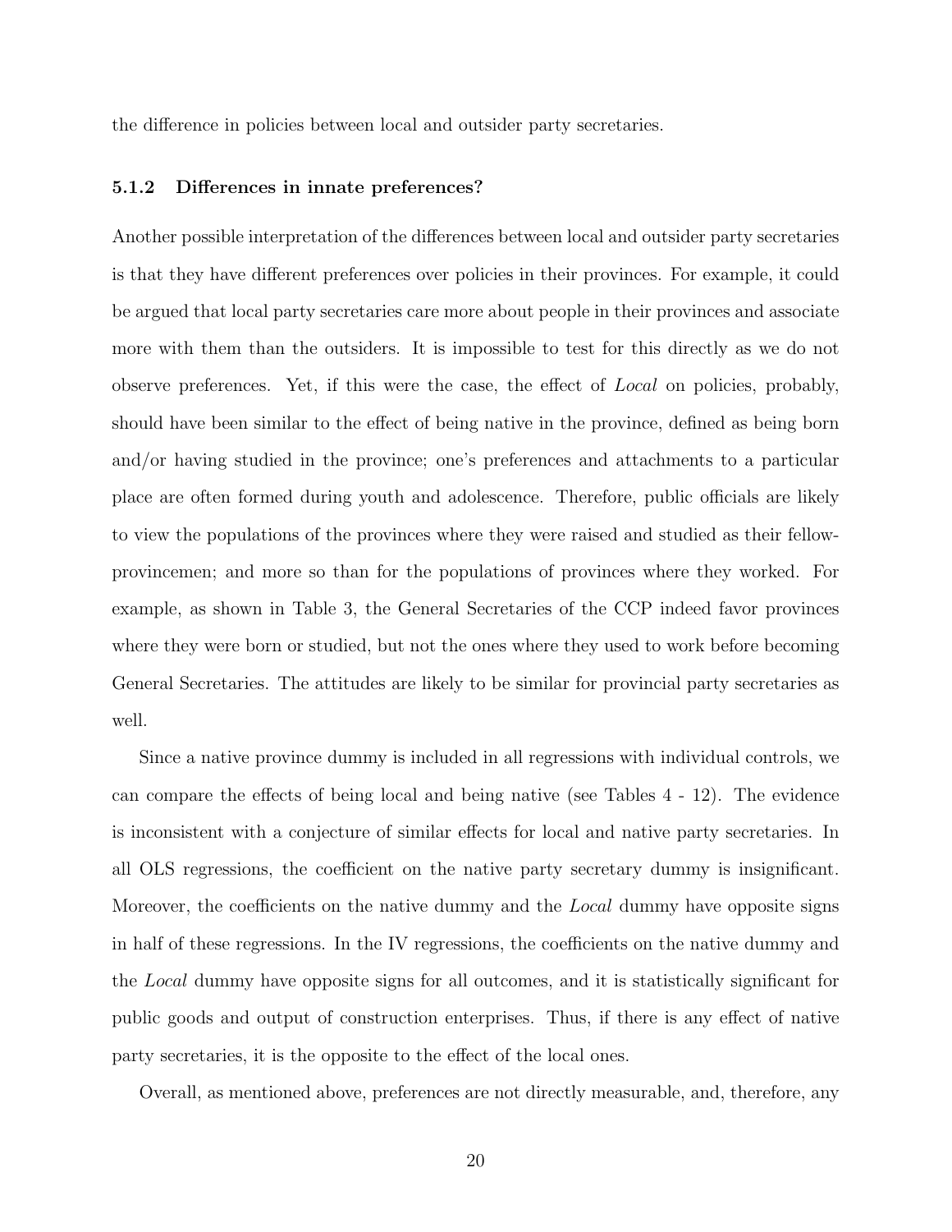the difference in policies between local and outsider party secretaries.

### 5.1.2 Differences in innate preferences?

Another possible interpretation of the differences between local and outsider party secretaries is that they have different preferences over policies in their provinces. For example, it could be argued that local party secretaries care more about people in their provinces and associate more with them than the outsiders. It is impossible to test for this directly as we do not observe preferences. Yet, if this were the case, the effect of *Local* on policies, probably, should have been similar to the effect of being native in the province, defined as being born and/or having studied in the province; one's preferences and attachments to a particular place are often formed during youth and adolescence. Therefore, public officials are likely to view the populations of the provinces where they were raised and studied as their fellow-provincemen; and more so than for the populations of provinces where they worked. For example, as shown in Table 3, the General Secretaries of the CCP indeed favor provinces where they were born or studied, but not the ones where they used to work before becoming General Secretaries. The attitudes are likely to be similar for provincial party secretaries as well.

Since a native province dummy is included in all regressions with individual controls, we can compare the effects of being local and being native (see Tables 4 - 12). The evidence is inconsistent with a conjecture of similar effects for local and native party secretaries. In all OLS regressions, the coefficient on the native party secretary dummy is insignificant. Moreover, the coefficients on the native dummy and the *Local* dummy have opposite signs in half of these regressions. In the IV regressions, the coefficients on the native dummy and the *Local* dummy have opposite signs for all outcomes, and it is statistically significant for public goods and output of construction enterprises. Thus, if there is any effect of native party secretaries, it is the opposite to the effect of the local ones.

Overall, as mentioned above, preferences are not directly measurable, and, therefore, any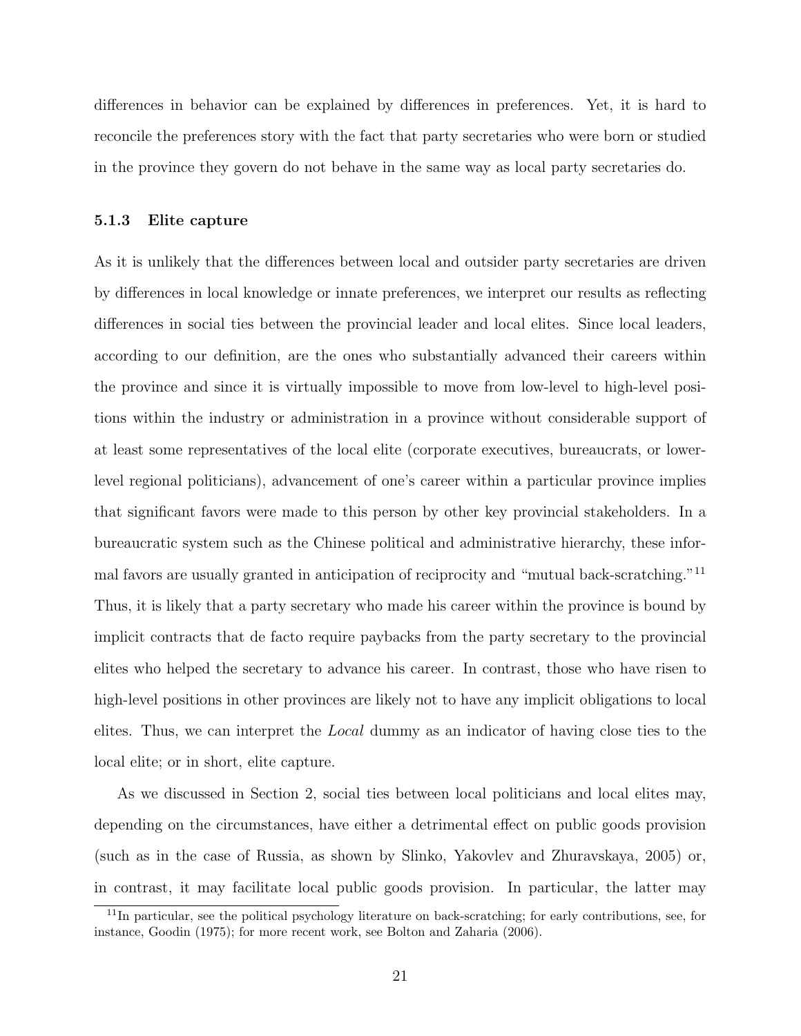differences in behavior can be explained by differences in preferences. Yet, it is hard to reconcile the preferences story with the fact that party secretaries who were born or studied in the province they govern do not behave in the same way as local party secretaries do.

#### 5.1.3 Elite capture

As it is unlikely that the differences between local and outsider party secretaries are driven by differences in local knowledge or innate preferences, we interpret our results as reflecting differences in social ties between the provincial leader and local elites. Since local leaders, according to our definition, are the ones who substantially advanced their careers within the province and since it is virtually impossible to move from low-level to high-level positions within the industry or administration in a province without considerable support of at least some representatives of the local elite (corporate executives, bureaucrats, or lower-level regional politicians), advancement of one's career within a particular province implies that significant favors were made to this person by other key provincial stakeholders. In a bureaucratic system such as the Chinese political and administrative hierarchy, these informal favors are usually granted in anticipation of reciprocity and "mutual back-scratching."[11] Thus, it is likely that a party secretary who made his career within the province is bound by implicit contracts that de facto require paybacks from the party secretary to the provincial elites who helped the secretary to advance his career. In contrast, those who have risen to high-level positions in other provinces are likely not to have any implicit obligations to local elites. Thus, we can interpret the *Local* dummy as an indicator of having close ties to the local elite; or in short, elite capture.

As we discussed in Section 2, social ties between local politicians and local elites may, depending on the circumstances, have either a detrimental effect on public goods provision (such as in the case of Russia, as shown by Slinko, Yakovlev and Zhuravskaya, 2005) or, in contrast, it may facilitate local public goods provision. In particular, the latter may

[11] In particular, see the political psychology literature on back-scratching; for early contributions, see, for instance, Goodin (1975); for more recent work, see Bolton and Zaharia (2006).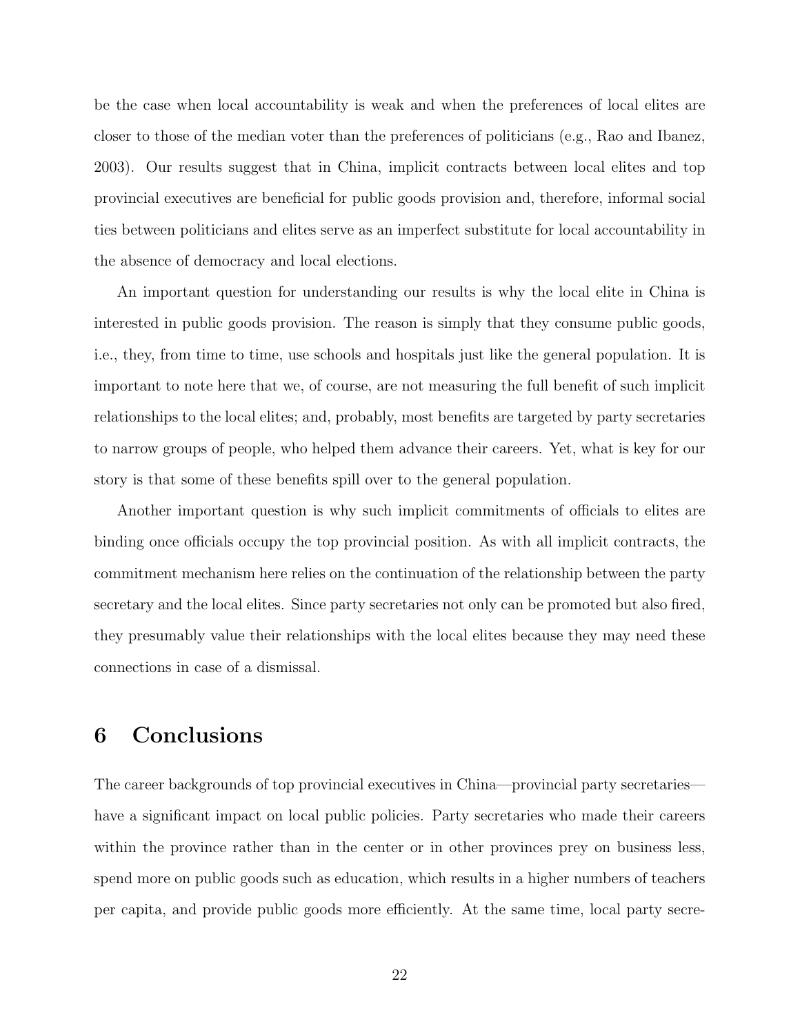be the case when local accountability is weak and when the preferences of local elites are closer to those of the median voter than the preferences of politicians (e.g., Rao and Ibanez, 2003). Our results suggest that in China, implicit contracts between local elites and top provincial executives are beneficial for public goods provision and, therefore, informal social ties between politicians and elites serve as an imperfect substitute for local accountability in the absence of democracy and local elections.

An important question for understanding our results is why the local elite in China is interested in public goods provision. The reason is simply that they consume public goods, i.e., they, from time to time, use schools and hospitals just like the general population. It is important to note here that we, of course, are not measuring the full benefit of such implicit relationships to the local elites; and, probably, most benefits are targeted by party secretaries to narrow groups of people, who helped them advance their careers. Yet, what is key for our story is that some of these benefits spill over to the general population.

Another important question is why such implicit commitments of officials to elites are binding once officials occupy the top provincial position. As with all implicit contracts, the commitment mechanism here relies on the continuation of the relationship between the party secretary and the local elites. Since party secretaries not only can be promoted but also fired, they presumably value their relationships with the local elites because they may need these connections in case of a dismissal.

# 6 Conclusions

The career backgrounds of top provincial executives in China—provincial party secretaries—have a significant impact on local public policies. Party secretaries who made their careers within the province rather than in the center or in other provinces prey on business less, spend more on public goods such as education, which results in a higher numbers of teachers per capita, and provide public goods more efficiently. At the same time, local party secre-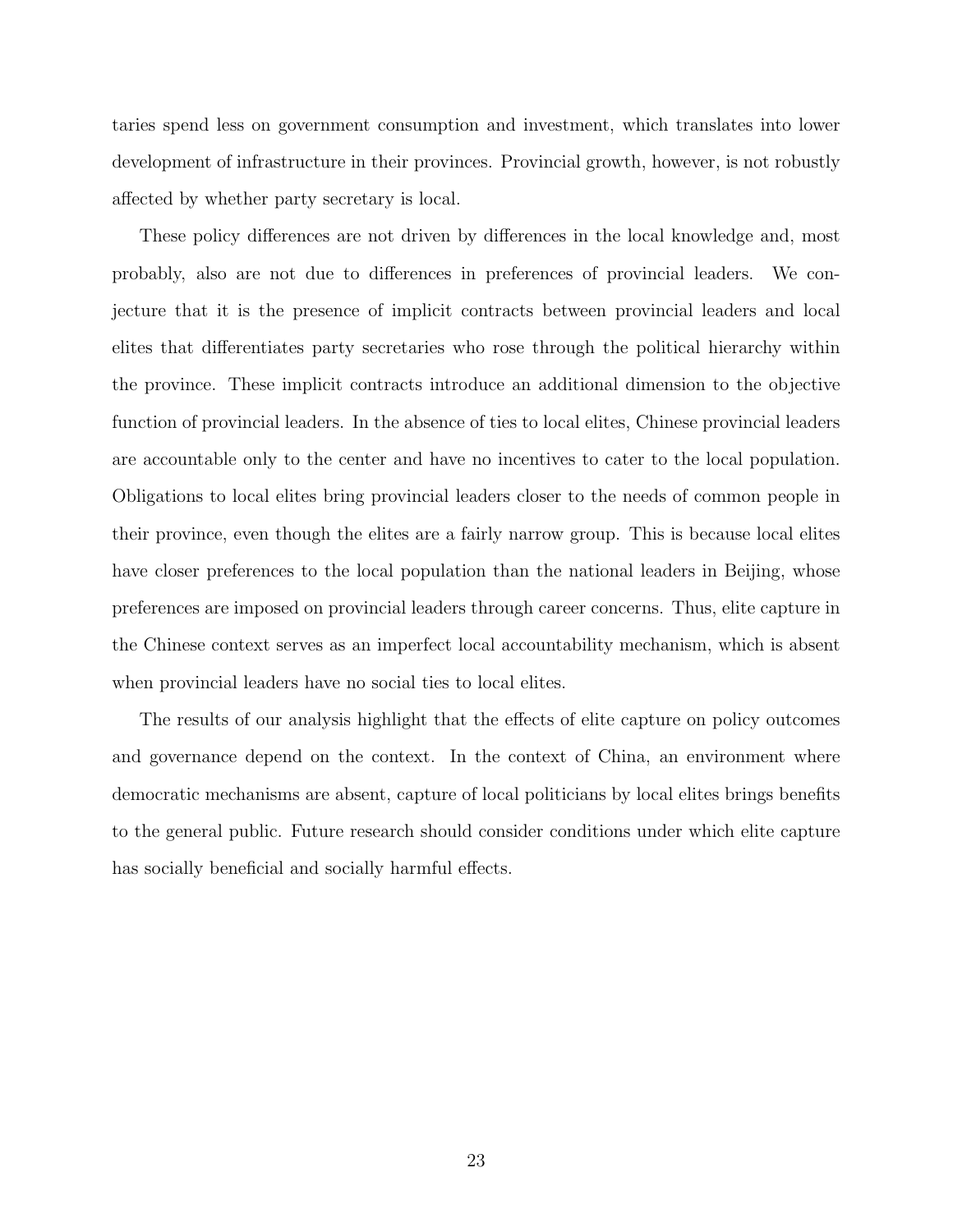taries spend less on government consumption and investment, which translates into lower development of infrastructure in their provinces. Provincial growth, however, is not robustly affected by whether party secretary is local.

These policy differences are not driven by differences in the local knowledge and, most probably, also are not due to differences in preferences of provincial leaders. We conjecture that it is the presence of implicit contracts between provincial leaders and local elites that differentiates party secretaries who rose through the political hierarchy within the province. These implicit contracts introduce an additional dimension to the objective function of provincial leaders. In the absence of ties to local elites, Chinese provincial leaders are accountable only to the center and have no incentives to cater to the local population. Obligations to local elites bring provincial leaders closer to the needs of common people in their province, even though the elites are a fairly narrow group. This is because local elites have closer preferences to the local population than the national leaders in Beijing, whose preferences are imposed on provincial leaders through career concerns. Thus, elite capture in the Chinese context serves as an imperfect local accountability mechanism, which is absent when provincial leaders have no social ties to local elites.

The results of our analysis highlight that the effects of elite capture on policy outcomes and governance depend on the context. In the context of China, an environment where democratic mechanisms are absent, capture of local politicians by local elites brings benefits to the general public. Future research should consider conditions under which elite capture has socially beneficial and socially harmful effects.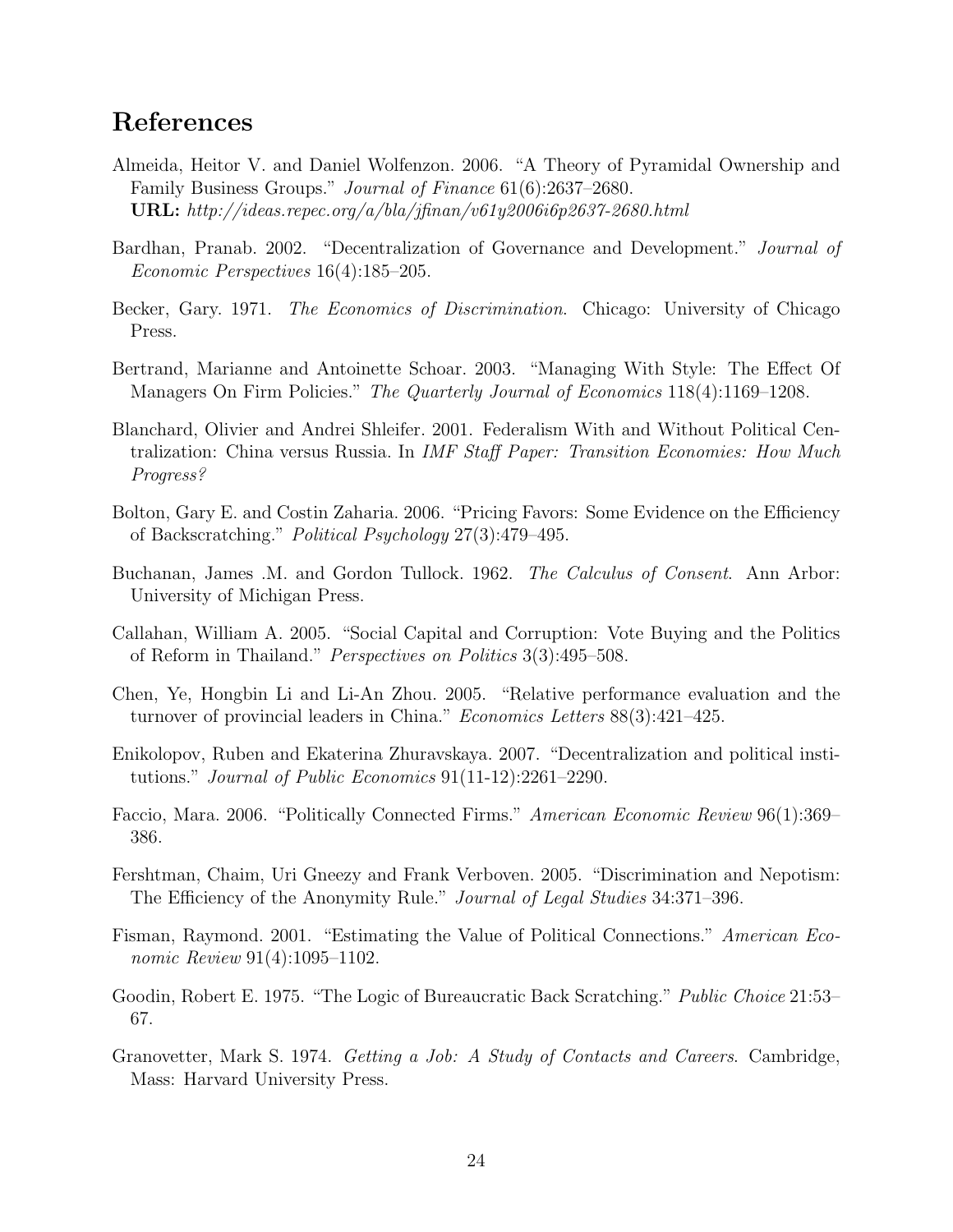# References

Almeida, Heitor V. and Daniel Wolfenzon. 2006. "A Theory of Pyramidal Ownership and Family Business Groups." *Journal of Finance* 61(6):2637–2680.
**URL:** *http://ideas.repec.org/a/bla/jfinan/v61y2006i6p2637-2680.html*

Bardhan, Pranab. 2002. "Decentralization of Governance and Development." *Journal of Economic Perspectives* 16(4):185–205.

Becker, Gary. 1971. *The Economics of Discrimination*. Chicago: University of Chicago Press.

Bertrand, Marianne and Antoinette Schoar. 2003. "Managing With Style: The Effect Of Managers On Firm Policies." *The Quarterly Journal of Economics* 118(4):1169–1208.

Blanchard, Olivier and Andrei Shleifer. 2001. Federalism With and Without Political Centralization: China versus Russia. In *IMF Staff Paper: Transition Economies: How Much Progress?*

Bolton, Gary E. and Costin Zaharia. 2006. "Pricing Favors: Some Evidence on the Efficiency of Backscratching." *Political Psychology* 27(3):479–495.

Buchanan, James .M. and Gordon Tullock. 1962. *The Calculus of Consent*. Ann Arbor: University of Michigan Press.

Callahan, William A. 2005. "Social Capital and Corruption: Vote Buying and the Politics of Reform in Thailand." *Perspectives on Politics* 3(3):495–508.

Chen, Ye, Hongbin Li and Li-An Zhou. 2005. "Relative performance evaluation and the turnover of provincial leaders in China." *Economics Letters* 88(3):421–425.

Enikolopov, Ruben and Ekaterina Zhuravskaya. 2007. "Decentralization and political institutions." *Journal of Public Economics* 91(11-12):2261–2290.

Faccio, Mara. 2006. "Politically Connected Firms." *American Economic Review* 96(1):369–386.

Fershtman, Chaim, Uri Gneezy and Frank Verboven. 2005. "Discrimination and Nepotism: The Efficiency of the Anonymity Rule." *Journal of Legal Studies* 34:371–396.

Fisman, Raymond. 2001. "Estimating the Value of Political Connections." *American Economic Review* 91(4):1095–1102.

Goodin, Robert E. 1975. "The Logic of Bureaucratic Back Scratching." *Public Choice* 21:53–67.

Granovetter, Mark S. 1974. *Getting a Job: A Study of Contacts and Careers*. Cambridge, Mass: Harvard University Press.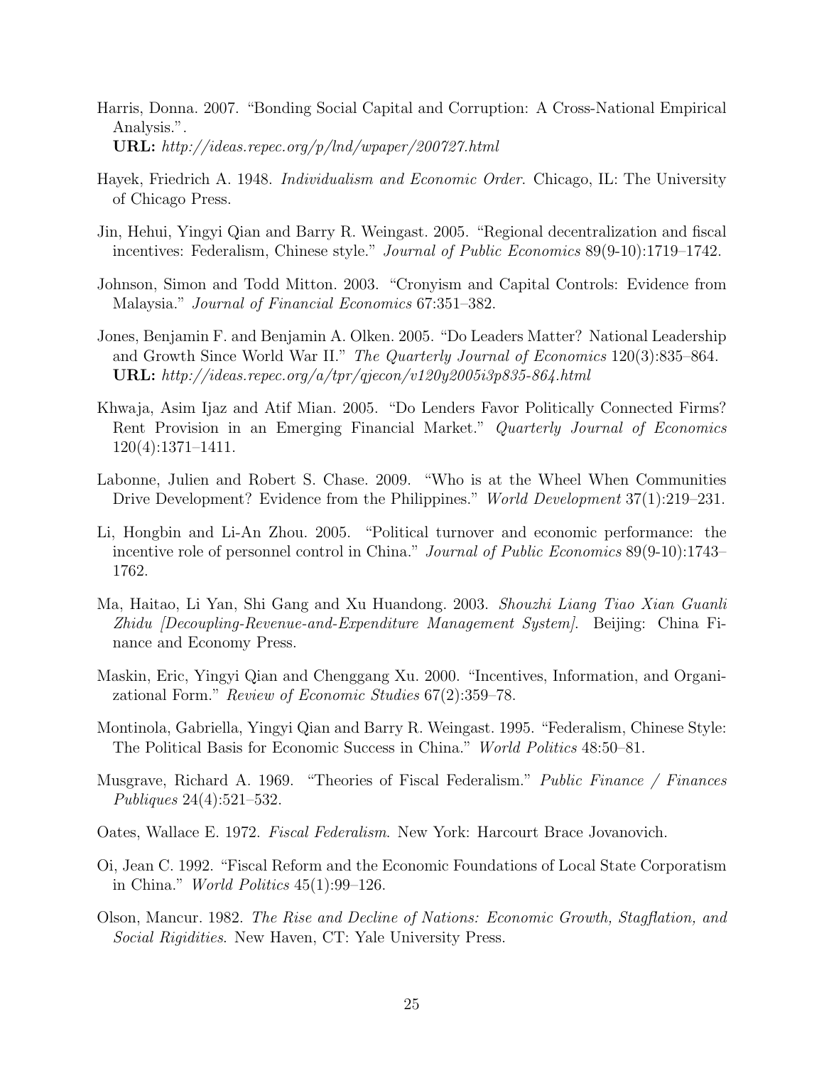Harris, Donna. 2007. "Bonding Social Capital and Corruption: A Cross-National Empirical Analysis.".
**URL:** *http://ideas.repec.org/p/lnd/wpaper/200727.html*

Hayek, Friedrich A. 1948. *Individualism and Economic Order*. Chicago, IL: The University of Chicago Press.

Jin, Hehui, Yingyi Qian and Barry R. Weingast. 2005. "Regional decentralization and fiscal incentives: Federalism, Chinese style." *Journal of Public Economics* 89(9-10):1719–1742.

Johnson, Simon and Todd Mitton. 2003. "Cronyism and Capital Controls: Evidence from Malaysia." *Journal of Financial Economics* 67:351–382.

Jones, Benjamin F. and Benjamin A. Olken. 2005. "Do Leaders Matter? National Leadership and Growth Since World War II." *The Quarterly Journal of Economics* 120(3):835–864.
**URL:** *http://ideas.repec.org/a/tpr/qjecon/v120y2005i3p835-864.html*

Khwaja, Asim Ijaz and Atif Mian. 2005. "Do Lenders Favor Politically Connected Firms? Rent Provision in an Emerging Financial Market." *Quarterly Journal of Economics* 120(4):1371–1411.

Labonne, Julien and Robert S. Chase. 2009. "Who is at the Wheel When Communities Drive Development? Evidence from the Philippines." *World Development* 37(1):219–231.

Li, Hongbin and Li-An Zhou. 2005. "Political turnover and economic performance: the incentive role of personnel control in China." *Journal of Public Economics* 89(9-10):1743–1762.

Ma, Haitao, Li Yan, Shi Gang and Xu Huandong. 2003. *Shouzhi Liang Tiao Xian Guanli Zhidu [Decoupling-Revenue-and-Expenditure Management System]*. Beijing: China Finance and Economy Press.

Maskin, Eric, Yingyi Qian and Chenggang Xu. 2000. "Incentives, Information, and Organizational Form." *Review of Economic Studies* 67(2):359–78.

Montinola, Gabriella, Yingyi Qian and Barry R. Weingast. 1995. "Federalism, Chinese Style: The Political Basis for Economic Success in China." *World Politics* 48:50–81.

Musgrave, Richard A. 1969. "Theories of Fiscal Federalism." *Public Finance / Finances Publiques* 24(4):521–532.

Oates, Wallace E. 1972. *Fiscal Federalism*. New York: Harcourt Brace Jovanovich.

Oi, Jean C. 1992. "Fiscal Reform and the Economic Foundations of Local State Corporatism in China." *World Politics* 45(1):99–126.

Olson, Mancur. 1982. *The Rise and Decline of Nations: Economic Growth, Stagflation, and Social Rigidities*. New Haven, CT: Yale University Press.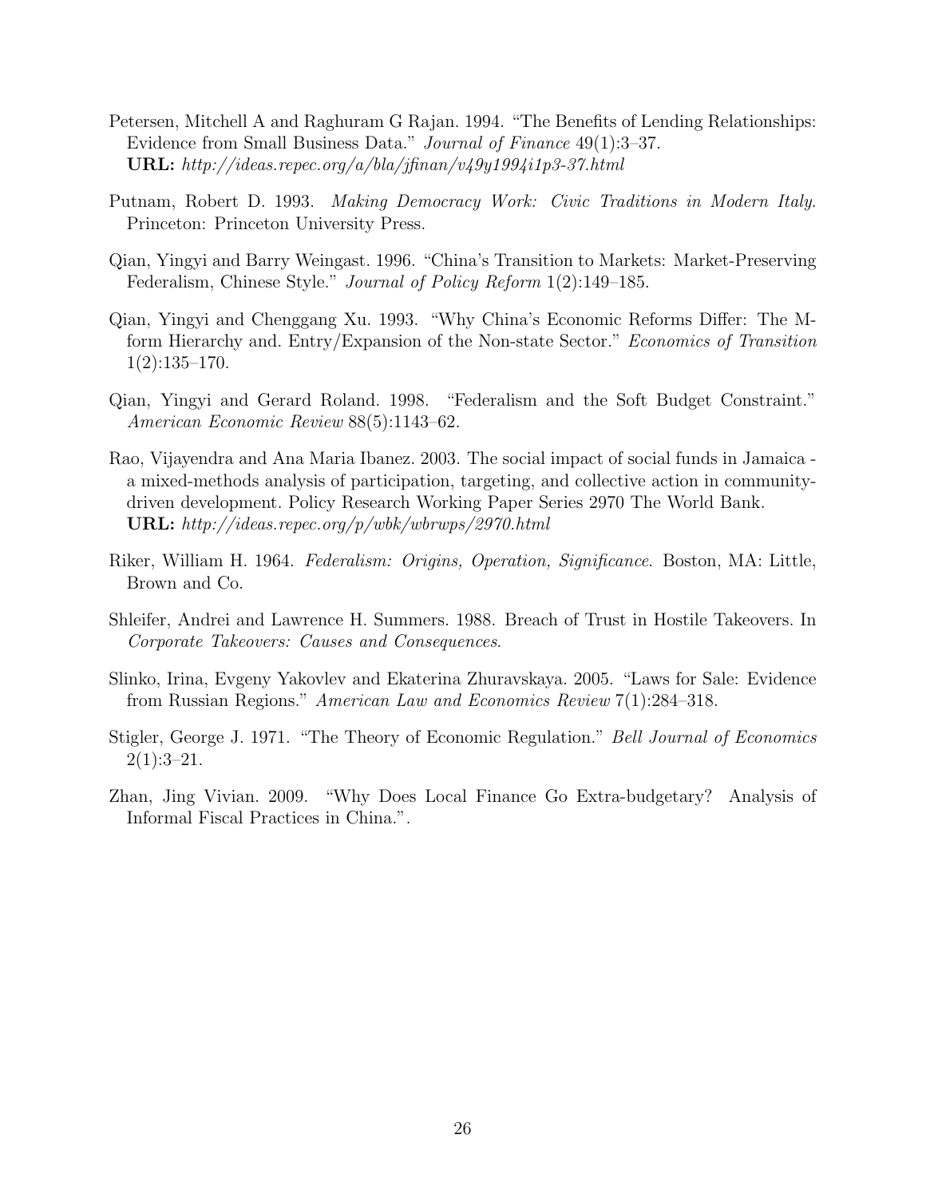Petersen, Mitchell A and Raghuram G Rajan. 1994. "The Benefits of Lending Relationships: Evidence from Small Business Data." *Journal of Finance* 49(1):3–37.
**URL:** *http://ideas.repec.org/a/bla/jfinan/v49y1994i1p3-37.html*

Putnam, Robert D. 1993. *Making Democracy Work: Civic Traditions in Modern Italy.* Princeton: Princeton University Press.

Qian, Yingyi and Barry Weingast. 1996. "China's Transition to Markets: Market-Preserving Federalism, Chinese Style." *Journal of Policy Reform* 1(2):149–185.

Qian, Yingyi and Chenggang Xu. 1993. "Why China's Economic Reforms Differ: The M-form Hierarchy and. Entry/Expansion of the Non-state Sector." *Economics of Transition* 1(2):135–170.

Qian, Yingyi and Gerard Roland. 1998. "Federalism and the Soft Budget Constraint." *American Economic Review* 88(5):1143–62.

Rao, Vijayendra and Ana Maria Ibanez. 2003. The social impact of social funds in Jamaica - a mixed-methods analysis of participation, targeting, and collective action in community-driven development. Policy Research Working Paper Series 2970 The World Bank.
**URL:** *http://ideas.repec.org/p/wbk/wbrwps/2970.html*

Riker, William H. 1964. *Federalism: Origins, Operation, Significance*. Boston, MA: Little, Brown and Co.

Shleifer, Andrei and Lawrence H. Summers. 1988. Breach of Trust in Hostile Takeovers. In *Corporate Takeovers: Causes and Consequences*.

Slinko, Irina, Evgeny Yakovlev and Ekaterina Zhuravskaya. 2005. "Laws for Sale: Evidence from Russian Regions." *American Law and Economics Review* 7(1):284–318.

Stigler, George J. 1971. "The Theory of Economic Regulation." *Bell Journal of Economics* 2(1):3–21.

Zhan, Jing Vivian. 2009. "Why Does Local Finance Go Extra-budgetary? Analysis of Informal Fiscal Practices in China.".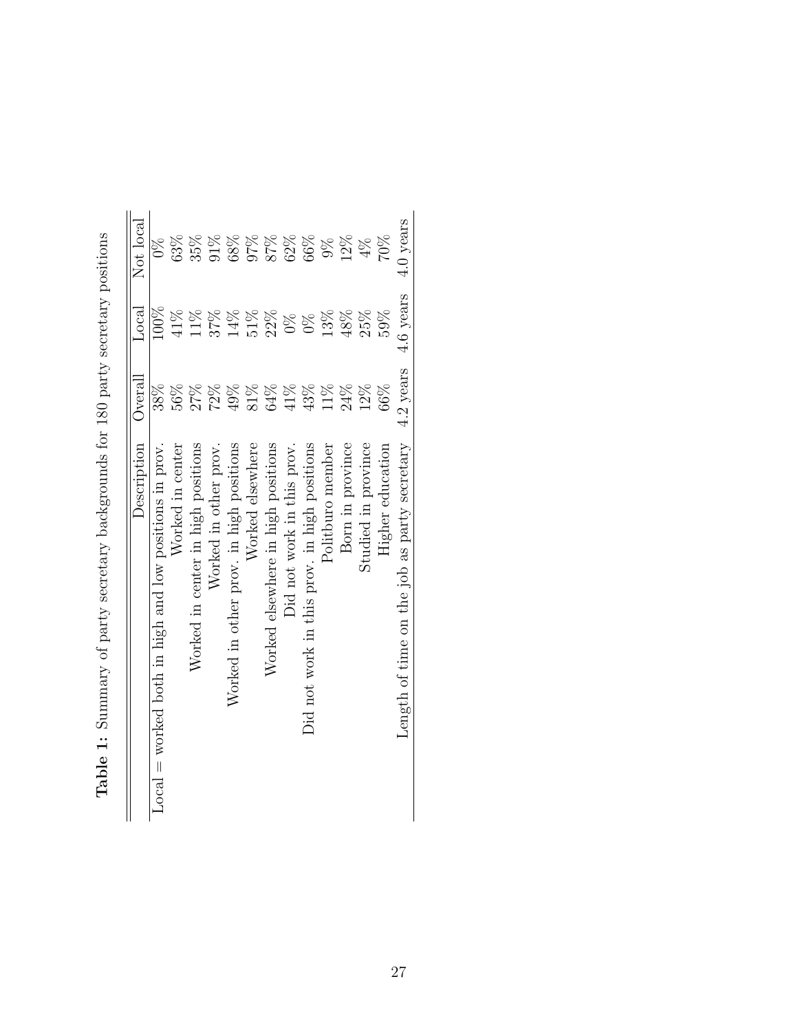**Table 1:** Summary of party secretary backgrounds for 180 party secretary positions

| Description | Overall | Local | Not local |
|---|---|---|---|
| Local = worked both in high and low positions in prov. | 38% | 100% | 0% |
| Worked in center | 56% | 41% | 63% |
| Worked in center in high positions | 27% | 11% | 35% |
| Worked in other prov. | 72% | 37% | 91% |
| Worked in other prov. in high positions | 49% | 14% | 68% |
| Worked elsewhere | 81% | 51% | 97% |
| Worked elsewhere in high positions | 64% | 22% | 87% |
| Did not work in this prov. | 41% | 0% | 62% |
| Did not work in this prov. in high positions | 43% | 0% | 66% |
| Politburo member | 11% | 13% | 9% |
| Born in province | 24% | 48% | 12% |
| Studied in province | 12% | 25% | 4% |
| Higher education | 66% | 59% | 70% |
| Length of time on the job as party secretary | 4.2 years | 4.6 years | 4.0 years |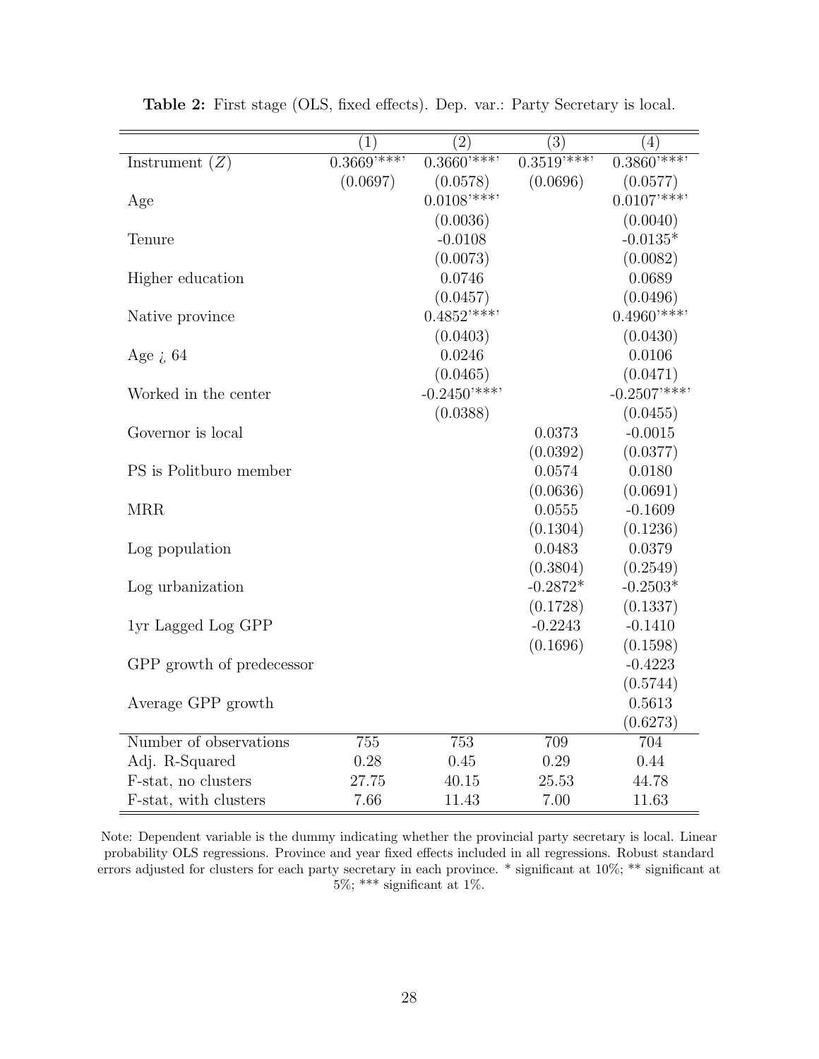**Table 2:** First stage (OLS, fixed effects). Dep. var.: Party Secretary is local.

| | (1) | (2) | (3) | (4) |
|---|---|---|---|---|
| Instrument ($Z$) | 0.3669'***' | 0.3660'***' | 0.3519'***' | 0.3860'***' |
| | (0.0697) | (0.0578) | (0.0696) | (0.0577) |
| Age | | 0.0108'***' | | 0.0107'***' |
| | | (0.0036) | | (0.0040) |
| Tenure | | -0.0108 | | -0.0135* |
| | | (0.0073) | | (0.0082) |
| Higher education | | 0.0746 | | 0.0689 |
| | | (0.0457) | | (0.0496) |
| Native province | | 0.4852'***' | | 0.4960'***' |
| | | (0.0403) | | (0.0430) |
| Age ¿ 64 | | 0.0246 | | 0.0106 |
| | | (0.0465) | | (0.0471) |
| Worked in the center | | -0.2450'***' | | -0.2507'***' |
| | | (0.0388) | | (0.0455) |
| Governor is local | | | 0.0373 | -0.0015 |
| | | | (0.0392) | (0.0377) |
| PS is Politburo member | | | 0.0574 | 0.0180 |
| | | | (0.0636) | (0.0691) |
| MRR | | | 0.0555 | -0.1609 |
| | | | (0.1304) | (0.1236) |
| Log population | | | 0.0483 | 0.0379 |
| | | | (0.3804) | (0.2549) |
| Log urbanization | | | -0.2872* | -0.2503* |
| | | | (0.1728) | (0.1337) |
| 1yr Lagged Log GPP | | | -0.2243 | -0.1410 |
| | | | (0.1696) | (0.1598) |
| GPP growth of predecessor | | | | -0.4223 |
| | | | | (0.5744) |
| Average GPP growth | | | | 0.5613 |
| | | | | (0.6273) |
| Number of observations | 755 | 753 | 709 | 704 |
| Adj. R-Squared | 0.28 | 0.45 | 0.29 | 0.44 |
| F-stat, no clusters | 27.75 | 40.15 | 25.53 | 44.78 |
| F-stat, with clusters | 7.66 | 11.43 | 7.00 | 11.63 |

Note: Dependent variable is the dummy indicating whether the provincial party secretary is local. Linear probability OLS regressions. Province and year fixed effects included in all regressions. Robust standard errors adjusted for clusters for each party secretary in each province. * significant at 10%; ** significant at 5%; *** significant at 1%.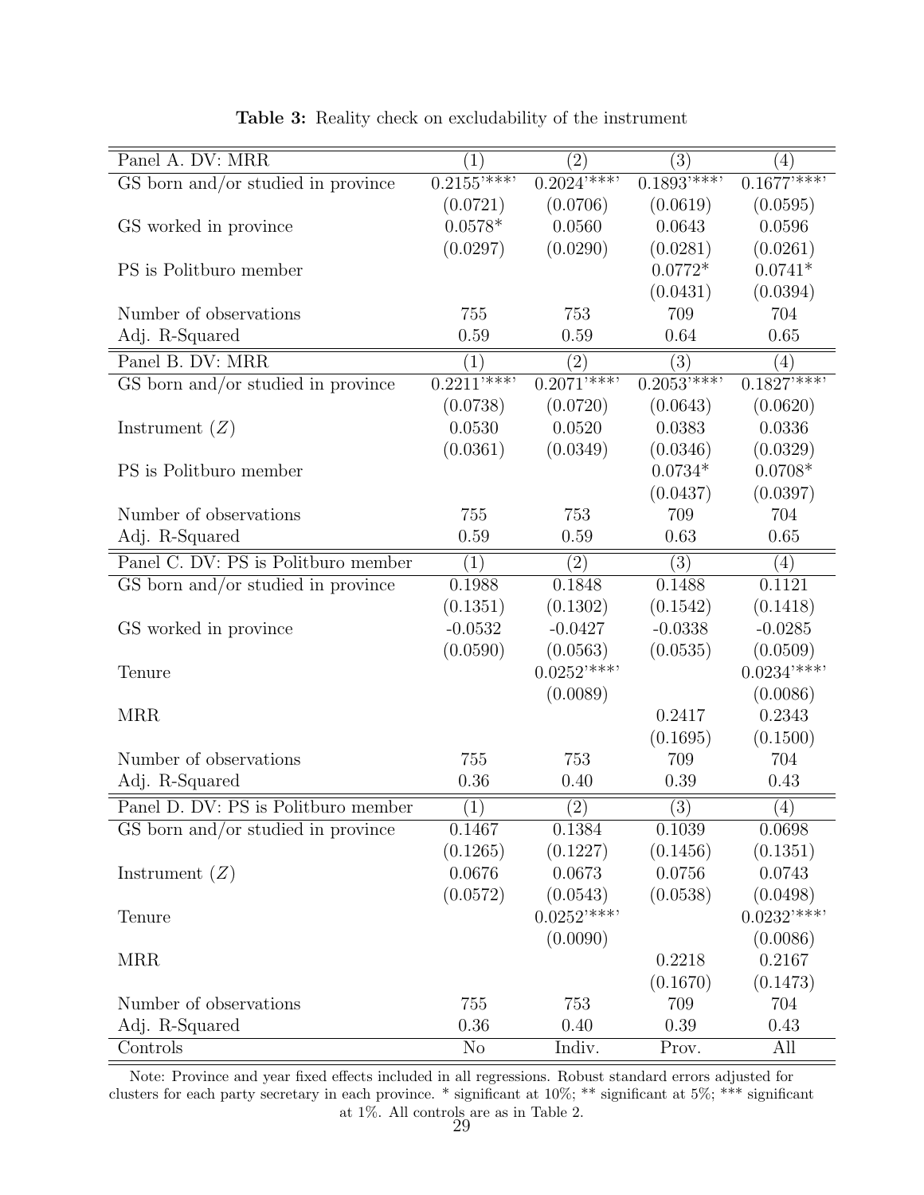**Table 3:** Reality check on excludability of the instrument

| Panel A. DV: MRR | (1) | (2) | (3) | (4) |
|---|---|---|---|---|
| GS born and/or studied in province | 0.2155'***' | 0.2024'***' | 0.1893'***' | 0.1677'***' |
| | (0.0721) | (0.0706) | (0.0619) | (0.0595) |
| GS worked in province | 0.0578* | 0.0560 | 0.0643 | 0.0596 |
| | (0.0297) | (0.0290) | (0.0281) | (0.0261) |
| PS is Politburo member | | | 0.0772* | 0.0741* |
| | | | (0.0431) | (0.0394) |
| Number of observations | 755 | 753 | 709 | 704 |
| Adj. R-Squared | 0.59 | 0.59 | 0.64 | 0.65 |
| **Panel B. DV: MRR** | (1) | (2) | (3) | (4) |
| GS born and/or studied in province | 0.2211'***' | 0.2071'***' | 0.2053'***' | 0.1827'***' |
| | (0.0738) | (0.0720) | (0.0643) | (0.0620) |
| Instrument ($Z$) | 0.0530 | 0.0520 | 0.0383 | 0.0336 |
| | (0.0361) | (0.0349) | (0.0346) | (0.0329) |
| PS is Politburo member | | | 0.0734* | 0.0708* |
| | | | (0.0437) | (0.0397) |
| Number of observations | 755 | 753 | 709 | 704 |
| Adj. R-Squared | 0.59 | 0.59 | 0.63 | 0.65 |
| **Panel C. DV: PS is Politburo member** | (1) | (2) | (3) | (4) |
| GS born and/or studied in province | 0.1988 | 0.1848 | 0.1488 | 0.1121 |
| | (0.1351) | (0.1302) | (0.1542) | (0.1418) |
| GS worked in province | -0.0532 | -0.0427 | -0.0338 | -0.0285 |
| | (0.0590) | (0.0563) | (0.0535) | (0.0509) |
| Tenure | | 0.0252'***' | | 0.0234'***' |
| | | (0.0089) | | (0.0086) |
| MRR | | | 0.2417 | 0.2343 |
| | | | (0.1695) | (0.1500) |
| Number of observations | 755 | 753 | 709 | 704 |
| Adj. R-Squared | 0.36 | 0.40 | 0.39 | 0.43 |
| **Panel D. DV: PS is Politburo member** | (1) | (2) | (3) | (4) |
| GS born and/or studied in province | 0.1467 | 0.1384 | 0.1039 | 0.0698 |
| | (0.1265) | (0.1227) | (0.1456) | (0.1351) |
| Instrument ($Z$) | 0.0676 | 0.0673 | 0.0756 | 0.0743 |
| | (0.0572) | (0.0543) | (0.0538) | (0.0498) |
| Tenure | | 0.0252'***' | | 0.0232'***' |
| | | (0.0090) | | (0.0086) |
| MRR | | | 0.2218 | 0.2167 |
| | | | (0.1670) | (0.1473) |
| Number of observations | 755 | 753 | 709 | 704 |
| Adj. R-Squared | 0.36 | 0.40 | 0.39 | 0.43 |
| Controls | No | Indiv. | Prov. | All |

Note: Province and year fixed effects included in all regressions. Robust standard errors adjusted for clusters for each party secretary in each province. * significant at 10%; ** significant at 5%; *** significant at 1%. All controls are as in Table 2.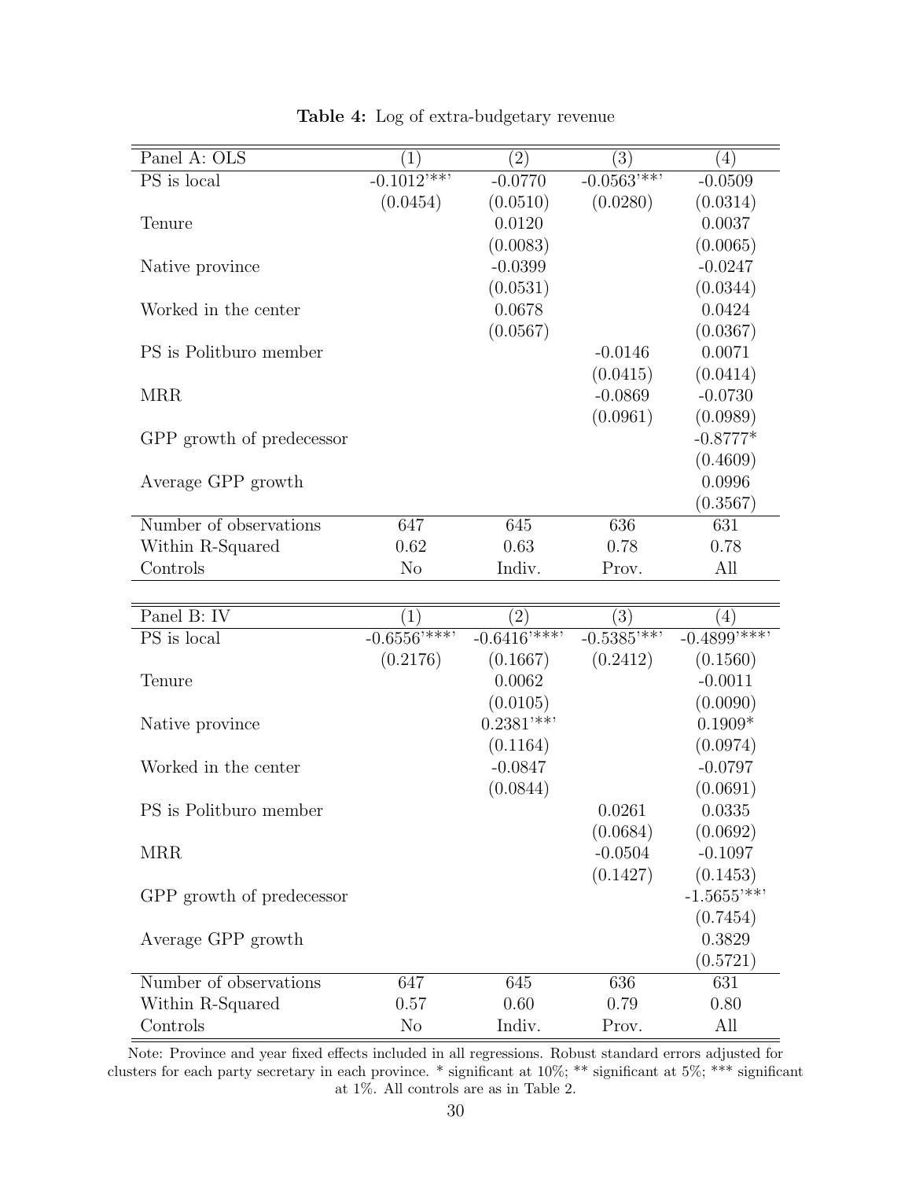**Table 4:** Log of extra-budgetary revenue

| Panel A: OLS | (1) | (2) | (3) | (4) |
|---|---|---|---|---|
| PS is local | -0.1012'**' | -0.0770 | -0.0563'**' | -0.0509 |
| | (0.0454) | (0.0510) | (0.0280) | (0.0314) |
| Tenure | | 0.0120 | | 0.0037 |
| | | (0.0083) | | (0.0065) |
| Native province | | -0.0399 | | -0.0247 |
| | | (0.0531) | | (0.0344) |
| Worked in the center | | 0.0678 | | 0.0424 |
| | | (0.0567) | | (0.0367) |
| PS is Politburo member | | | -0.0146 | 0.0071 |
| | | | (0.0415) | (0.0414) |
| MRR | | | -0.0869 | -0.0730 |
| | | | (0.0961) | (0.0989) |
| GPP growth of predecessor | | | | -0.8777* |
| | | | | (0.4609) |
| Average GPP growth | | | | 0.0996 |
| | | | | (0.3567) |
| Number of observations | 647 | 645 | 636 | 631 |
| Within R-Squared | 0.62 | 0.63 | 0.78 | 0.78 |
| Controls | No | Indiv. | Prov. | All |

| Panel B: IV | (1) | (2) | (3) | (4) |
|---|---|---|---|---|
| PS is local | -0.6556'***' | -0.6416'***' | -0.5385'**' | -0.4899'***' |
| | (0.2176) | (0.1667) | (0.2412) | (0.1560) |
| Tenure | | 0.0062 | | -0.0011 |
| | | (0.0105) | | (0.0090) |
| Native province | | 0.2381'**' | | 0.1909* |
| | | (0.1164) | | (0.0974) |
| Worked in the center | | -0.0847 | | -0.0797 |
| | | (0.0844) | | (0.0691) |
| PS is Politburo member | | | 0.0261 | 0.0335 |
| | | | (0.0684) | (0.0692) |
| MRR | | | -0.0504 | -0.1097 |
| | | | (0.1427) | (0.1453) |
| GPP growth of predecessor | | | | -1.5655'**' |
| | | | | (0.7454) |
| Average GPP growth | | | | 0.3829 |
| | | | | (0.5721) |
| Number of observations | 647 | 645 | 636 | 631 |
| Within R-Squared | 0.57 | 0.60 | 0.79 | 0.80 |
| Controls | No | Indiv. | Prov. | All |

Note: Province and year fixed effects included in all regressions. Robust standard errors adjusted for clusters for each party secretary in each province. * significant at 10%; ** significant at 5%; *** significant at 1%. All controls are as in Table 2.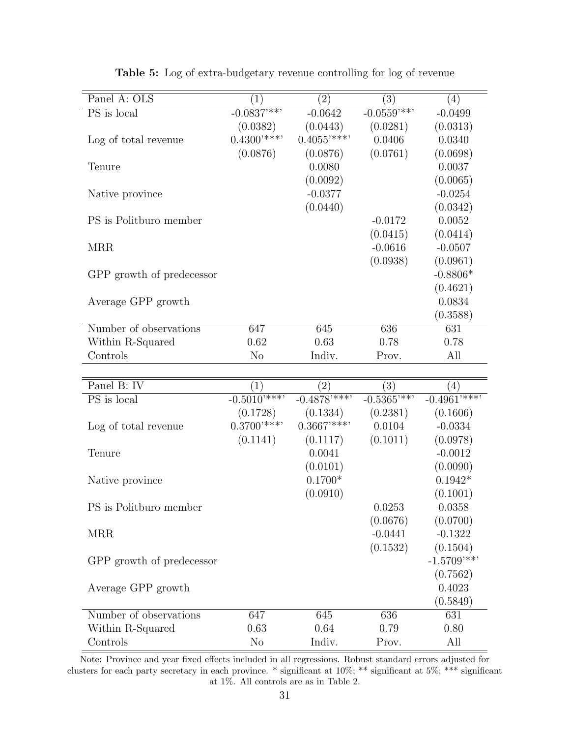**Table 5:** Log of extra-budgetary revenue controlling for log of revenue

| Panel A: OLS | (1) | (2) | (3) | (4) |
|---|---|---|---|---|
| PS is local | -0.0837'**' | -0.0642 | -0.0559'**' | -0.0499 |
| | (0.0382) | (0.0443) | (0.0281) | (0.0313) |
| Log of total revenue | 0.4300'***' | 0.4055'***' | 0.0406 | 0.0340 |
| | (0.0876) | (0.0876) | (0.0761) | (0.0698) |
| Tenure | | 0.0080 | | 0.0037 |
| | | (0.0092) | | (0.0065) |
| Native province | | -0.0377 | | -0.0254 |
| | | (0.0440) | | (0.0342) |
| PS is Politburo member | | | -0.0172 | 0.0052 |
| | | | (0.0415) | (0.0414) |
| MRR | | | -0.0616 | -0.0507 |
| | | | (0.0938) | (0.0961) |
| GPP growth of predecessor | | | | -0.8806* |
| | | | | (0.4621) |
| Average GPP growth | | | | 0.0834 |
| | | | | (0.3588) |
| Number of observations | 647 | 645 | 636 | 631 |
| Within R-Squared | 0.62 | 0.63 | 0.78 | 0.78 |
| Controls | No | Indiv. | Prov. | All |

| Panel B: IV | (1) | (2) | (3) | (4) |
|---|---|---|---|---|
| PS is local | -0.5010'***' | -0.4878'***' | -0.5365'**' | -0.4961'***' |
| | (0.1728) | (0.1334) | (0.2381) | (0.1606) |
| Log of total revenue | 0.3700'***' | 0.3667'***' | 0.0104 | -0.0334 |
| | (0.1141) | (0.1117) | (0.1011) | (0.0978) |
| Tenure | | 0.0041 | | -0.0012 |
| | | (0.0101) | | (0.0090) |
| Native province | | 0.1700* | | 0.1942* |
| | | (0.0910) | | (0.1001) |
| PS is Politburo member | | | 0.0253 | 0.0358 |
| | | | (0.0676) | (0.0700) |
| MRR | | | -0.0441 | -0.1322 |
| | | | (0.1532) | (0.1504) |
| GPP growth of predecessor | | | | -1.5709'**' |
| | | | | (0.7562) |
| Average GPP growth | | | | 0.4023 |
| | | | | (0.5849) |
| Number of observations | 647 | 645 | 636 | 631 |
| Within R-Squared | 0.63 | 0.64 | 0.79 | 0.80 |
| Controls | No | Indiv. | Prov. | All |

Note: Province and year fixed effects included in all regressions. Robust standard errors adjusted for clusters for each party secretary in each province. * significant at 10%; ** significant at 5%; *** significant at 1%. All controls are as in Table 2.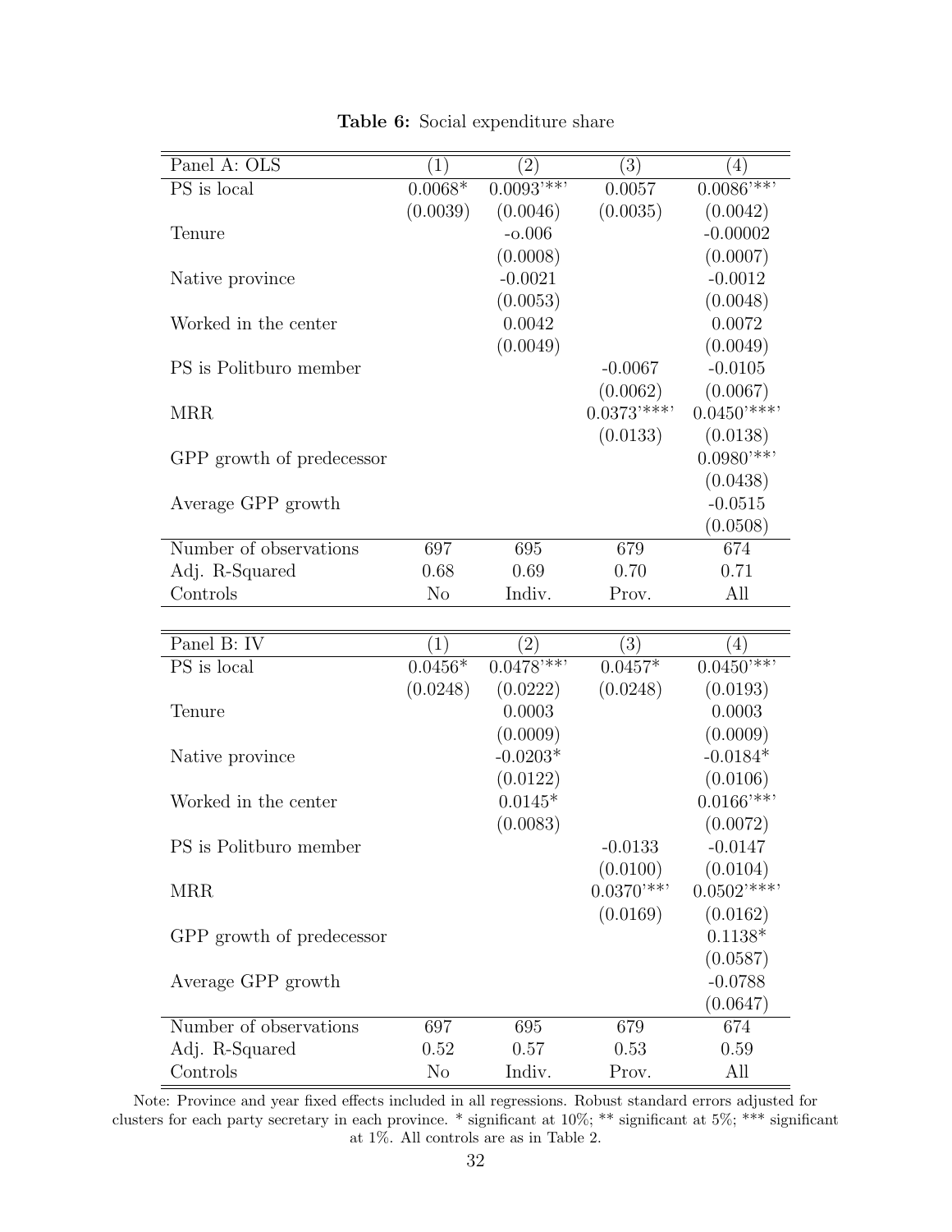**Table 6:** Social expenditure share

| Panel A: OLS | (1) | (2) | (3) | (4) |
|---|---|---|---|---|
| PS is local | 0.0068* | 0.0093'**' | 0.0057 | 0.0086'**' |
| | (0.0039) | (0.0046) | (0.0035) | (0.0042) |
| Tenure | | -o.006 | | -0.00002 |
| | | (0.0008) | | (0.0007) |
| Native province | | -0.0021 | | -0.0012 |
| | | (0.0053) | | (0.0048) |
| Worked in the center | | 0.0042 | | 0.0072 |
| | | (0.0049) | | (0.0049) |
| PS is Politburo member | | | -0.0067 | -0.0105 |
| | | | (0.0062) | (0.0067) |
| MRR | | | 0.0373'***' | 0.0450'***' |
| | | | (0.0133) | (0.0138) |
| GPP growth of predecessor | | | | 0.0980'**' |
| | | | | (0.0438) |
| Average GPP growth | | | | -0.0515 |
| | | | | (0.0508) |
| Number of observations | 697 | 695 | 679 | 674 |
| Adj. R-Squared | 0.68 | 0.69 | 0.70 | 0.71 |
| Controls | No | Indiv. | Prov. | All |

| Panel B: IV | (1) | (2) | (3) | (4) |
|---|---|---|---|---|
| PS is local | 0.0456* | 0.0478'**' | 0.0457* | 0.0450'**' |
| | (0.0248) | (0.0222) | (0.0248) | (0.0193) |
| Tenure | | 0.0003 | | 0.0003 |
| | | (0.0009) | | (0.0009) |
| Native province | | -0.0203* | | -0.0184* |
| | | (0.0122) | | (0.0106) |
| Worked in the center | | 0.0145* | | 0.0166'**' |
| | | (0.0083) | | (0.0072) |
| PS is Politburo member | | | -0.0133 | -0.0147 |
| | | | (0.0100) | (0.0104) |
| MRR | | | 0.0370'**' | 0.0502'***' |
| | | | (0.0169) | (0.0162) |
| GPP growth of predecessor | | | | 0.1138* |
| | | | | (0.0587) |
| Average GPP growth | | | | -0.0788 |
| | | | | (0.0647) |
| Number of observations | 697 | 695 | 679 | 674 |
| Adj. R-Squared | 0.52 | 0.57 | 0.53 | 0.59 |
| Controls | No | Indiv. | Prov. | All |

Note: Province and year fixed effects included in all regressions. Robust standard errors adjusted for clusters for each party secretary in each province. * significant at 10%; ** significant at 5%; *** significant at 1%. All controls are as in Table 2.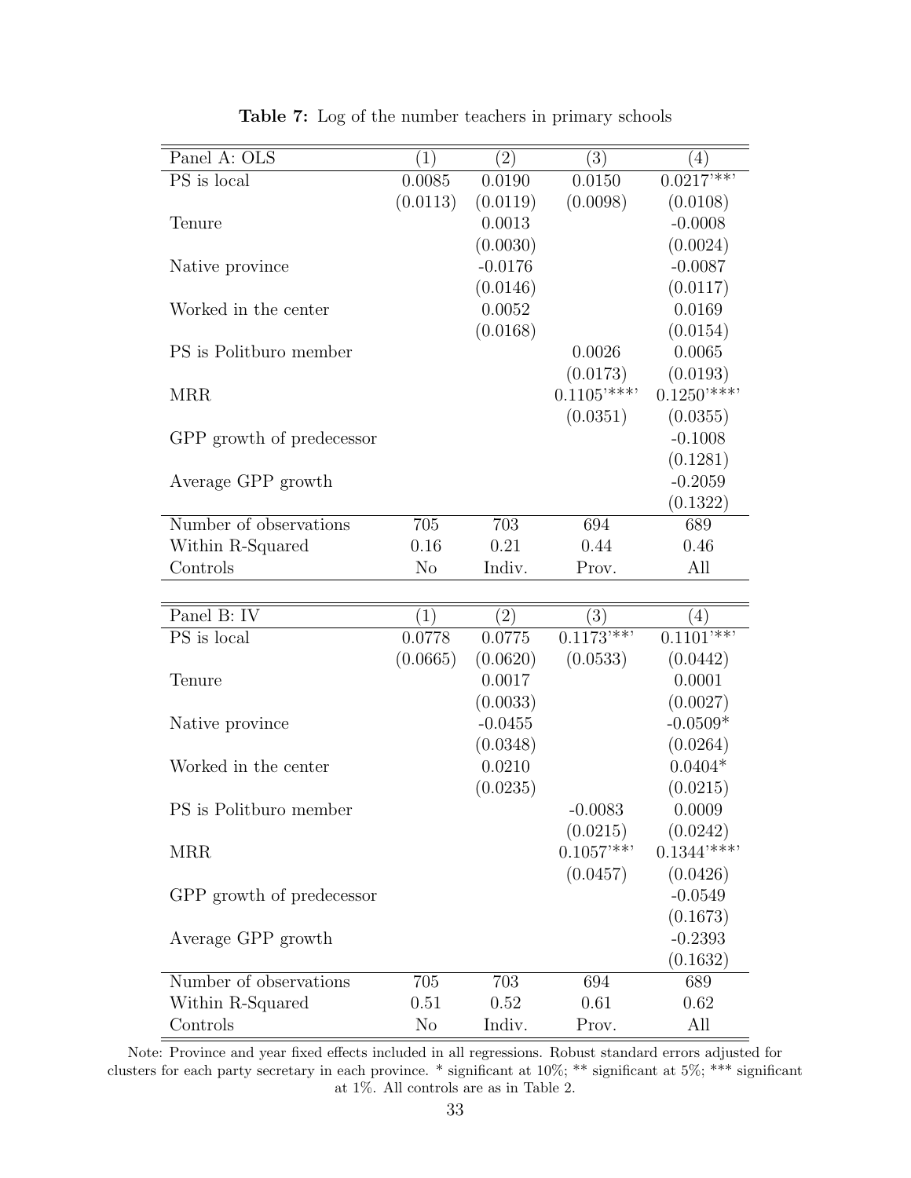**Table 7:** Log of the number teachers in primary schools

| Panel A: OLS | (1) | (2) | (3) | (4) |
|---|---|---|---|---|
| PS is local | 0.0085 | 0.0190 | 0.0150 | 0.0217'**' |
| | (0.0113) | (0.0119) | (0.0098) | (0.0108) |
| Tenure | | 0.0013 | | -0.0008 |
| | | (0.0030) | | (0.0024) |
| Native province | | -0.0176 | | -0.0087 |
| | | (0.0146) | | (0.0117) |
| Worked in the center | | 0.0052 | | 0.0169 |
| | | (0.0168) | | (0.0154) |
| PS is Politburo member | | | 0.0026 | 0.0065 |
| | | | (0.0173) | (0.0193) |
| MRR | | | 0.1105'***' | 0.1250'***' |
| | | | (0.0351) | (0.0355) |
| GPP growth of predecessor | | | | -0.1008 |
| | | | | (0.1281) |
| Average GPP growth | | | | -0.2059 |
| | | | | (0.1322) |
| Number of observations | 705 | 703 | 694 | 689 |
| Within R-Squared | 0.16 | 0.21 | 0.44 | 0.46 |
| Controls | No | Indiv. | Prov. | All |

| Panel B: IV | (1) | (2) | (3) | (4) |
|---|---|---|---|---|
| PS is local | 0.0778 | 0.0775 | 0.1173'**' | 0.1101'**' |
| | (0.0665) | (0.0620) | (0.0533) | (0.0442) |
| Tenure | | 0.0017 | | 0.0001 |
| | | (0.0033) | | (0.0027) |
| Native province | | -0.0455 | | -0.0509* |
| | | (0.0348) | | (0.0264) |
| Worked in the center | | 0.0210 | | 0.0404* |
| | | (0.0235) | | (0.0215) |
| PS is Politburo member | | | -0.0083 | 0.0009 |
| | | | (0.0215) | (0.0242) |
| MRR | | | 0.1057'**' | 0.1344'***' |
| | | | (0.0457) | (0.0426) |
| GPP growth of predecessor | | | | -0.0549 |
| | | | | (0.1673) |
| Average GPP growth | | | | -0.2393 |
| | | | | (0.1632) |
| Number of observations | 705 | 703 | 694 | 689 |
| Within R-Squared | 0.51 | 0.52 | 0.61 | 0.62 |
| Controls | No | Indiv. | Prov. | All |

Note: Province and year fixed effects included in all regressions. Robust standard errors adjusted for clusters for each party secretary in each province. * significant at 10%; ** significant at 5%; *** significant at 1%. All controls are as in Table 2.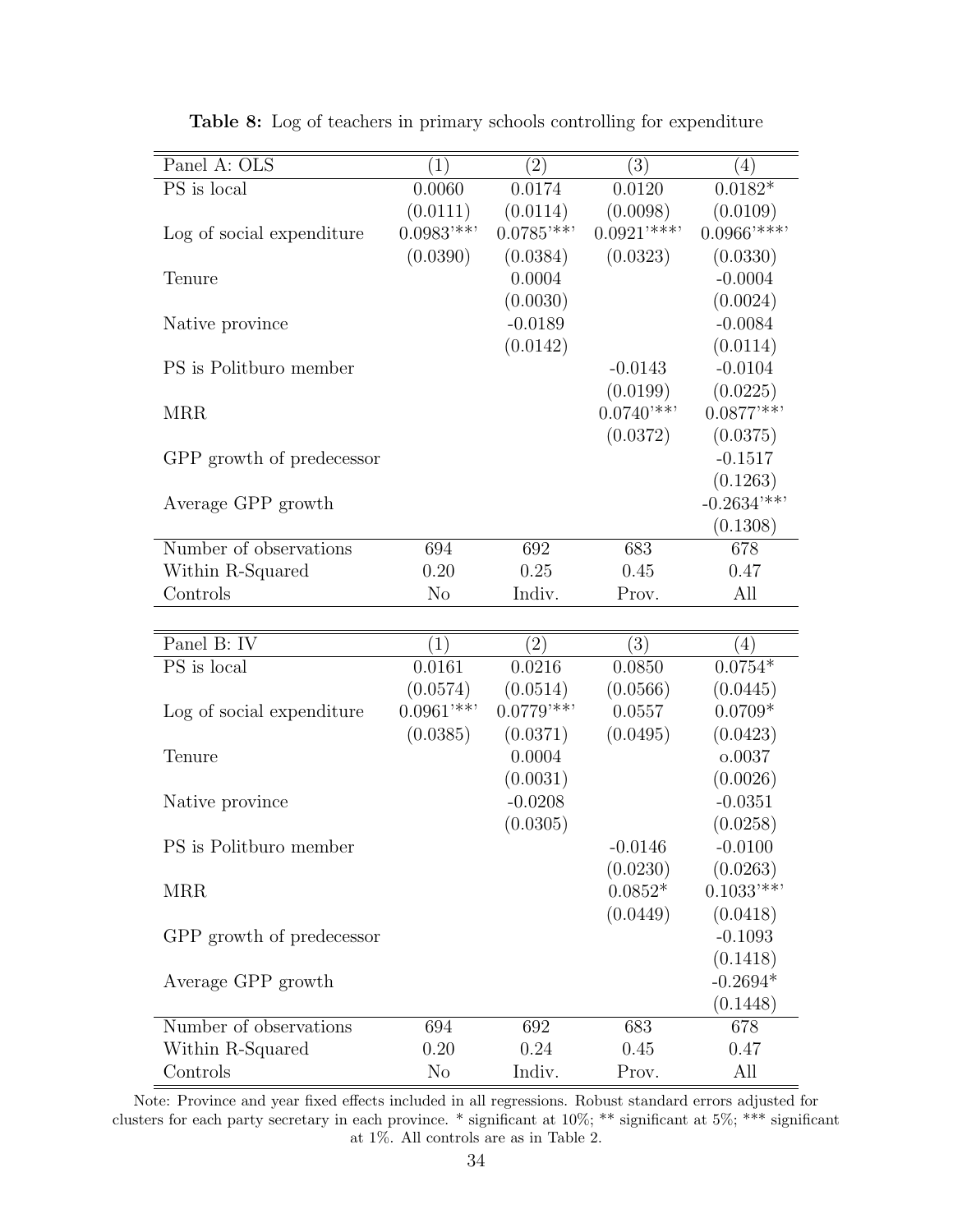**Table 8:** Log of teachers in primary schools controlling for expenditure

| Panel A: OLS | (1) | (2) | (3) | (4) |
|---|---|---|---|---|
| PS is local | 0.0060 | 0.0174 | 0.0120 | 0.0182* |
| | (0.0111) | (0.0114) | (0.0098) | (0.0109) |
| Log of social expenditure | 0.0983'**' | 0.0785'**' | 0.0921'***' | 0.0966'***' |
| | (0.0390) | (0.0384) | (0.0323) | (0.0330) |
| Tenure | | 0.0004 | | -0.0004 |
| | | (0.0030) | | (0.0024) |
| Native province | | -0.0189 | | -0.0084 |
| | | (0.0142) | | (0.0114) |
| PS is Politburo member | | | -0.0143 | -0.0104 |
| | | | (0.0199) | (0.0225) |
| MRR | | | 0.0740'**' | 0.0877'**' |
| | | | (0.0372) | (0.0375) |
| GPP growth of predecessor | | | | -0.1517 |
| | | | | (0.1263) |
| Average GPP growth | | | | -0.2634'**' |
| | | | | (0.1308) |
| Number of observations | 694 | 692 | 683 | 678 |
| Within R-Squared | 0.20 | 0.25 | 0.45 | 0.47 |
| Controls | No | Indiv. | Prov. | All |

| Panel B: IV | (1) | (2) | (3) | (4) |
|---|---|---|---|---|
| PS is local | 0.0161 | 0.0216 | 0.0850 | 0.0754* |
| | (0.0574) | (0.0514) | (0.0566) | (0.0445) |
| Log of social expenditure | 0.0961'**' | 0.0779'**' | 0.0557 | 0.0709* |
| | (0.0385) | (0.0371) | (0.0495) | (0.0423) |
| Tenure | | 0.0004 | | o.0037 |
| | | (0.0031) | | (0.0026) |
| Native province | | -0.0208 | | -0.0351 |
| | | (0.0305) | | (0.0258) |
| PS is Politburo member | | | -0.0146 | -0.0100 |
| | | | (0.0230) | (0.0263) |
| MRR | | | 0.0852* | 0.1033'**' |
| | | | (0.0449) | (0.0418) |
| GPP growth of predecessor | | | | -0.1093 |
| | | | | (0.1418) |
| Average GPP growth | | | | -0.2694* |
| | | | | (0.1448) |
| Number of observations | 694 | 692 | 683 | 678 |
| Within R-Squared | 0.20 | 0.24 | 0.45 | 0.47 |
| Controls | No | Indiv. | Prov. | All |

Note: Province and year fixed effects included in all regressions. Robust standard errors adjusted for clusters for each party secretary in each province. * significant at 10%; ** significant at 5%; *** significant at 1%. All controls are as in Table 2.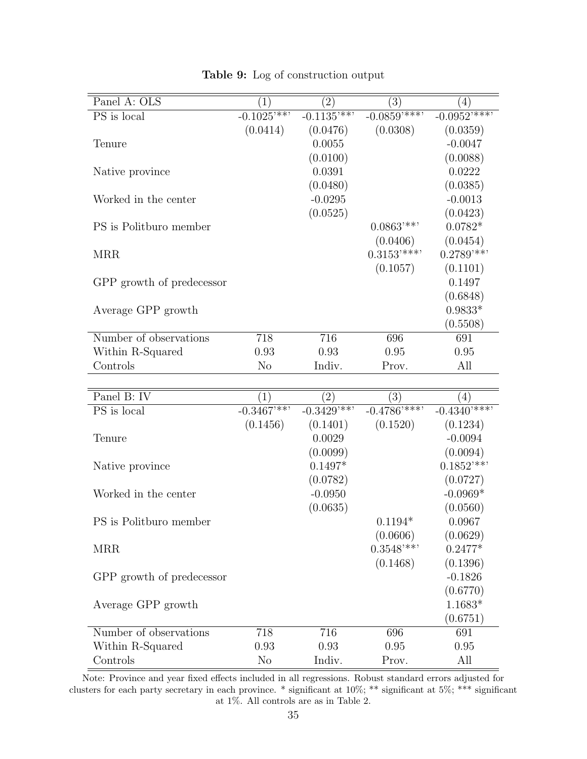**Table 9:** Log of construction output

| Panel A: OLS | (1) | (2) | (3) | (4) |
|---|---|---|---|---|
| PS is local | -0.1025'**' | -0.1135'**' | -0.0859'***' | -0.0952'***' |
| | (0.0414) | (0.0476) | (0.0308) | (0.0359) |
| Tenure | | 0.0055 | | -0.0047 |
| | | (0.0100) | | (0.0088) |
| Native province | | 0.0391 | | 0.0222 |
| | | (0.0480) | | (0.0385) |
| Worked in the center | | -0.0295 | | -0.0013 |
| | | (0.0525) | | (0.0423) |
| PS is Politburo member | | | 0.0863'**' | 0.0782* |
| | | | (0.0406) | (0.0454) |
| MRR | | | 0.3153'***' | 0.2789'**' |
| | | | (0.1057) | (0.1101) |
| GPP growth of predecessor | | | | 0.1497 |
| | | | | (0.6848) |
| Average GPP growth | | | | 0.9833* |
| | | | | (0.5508) |
| Number of observations | 718 | 716 | 696 | 691 |
| Within R-Squared | 0.93 | 0.93 | 0.95 | 0.95 |
| Controls | No | Indiv. | Prov. | All |

| Panel B: IV | (1) | (2) | (3) | (4) |
|---|---|---|---|---|
| PS is local | -0.3467'**' | -0.3429'**' | -0.4786'***' | -0.4340'***' |
| | (0.1456) | (0.1401) | (0.1520) | (0.1234) |
| Tenure | | 0.0029 | | -0.0094 |
| | | (0.0099) | | (0.0094) |
| Native province | | 0.1497* | | 0.1852'**' |
| | | (0.0782) | | (0.0727) |
| Worked in the center | | -0.0950 | | -0.0969* |
| | | (0.0635) | | (0.0560) |
| PS is Politburo member | | | 0.1194* | 0.0967 |
| | | | (0.0606) | (0.0629) |
| MRR | | | 0.3548'**' | 0.2477* |
| | | | (0.1468) | (0.1396) |
| GPP growth of predecessor | | | | -0.1826 |
| | | | | (0.6770) |
| Average GPP growth | | | | 1.1683* |
| | | | | (0.6751) |
| Number of observations | 718 | 716 | 696 | 691 |
| Within R-Squared | 0.93 | 0.93 | 0.95 | 0.95 |
| Controls | No | Indiv. | Prov. | All |

Note: Province and year fixed effects included in all regressions. Robust standard errors adjusted for clusters for each party secretary in each province. * significant at 10%; ** significant at 5%; *** significant at 1%. All controls are as in Table 2.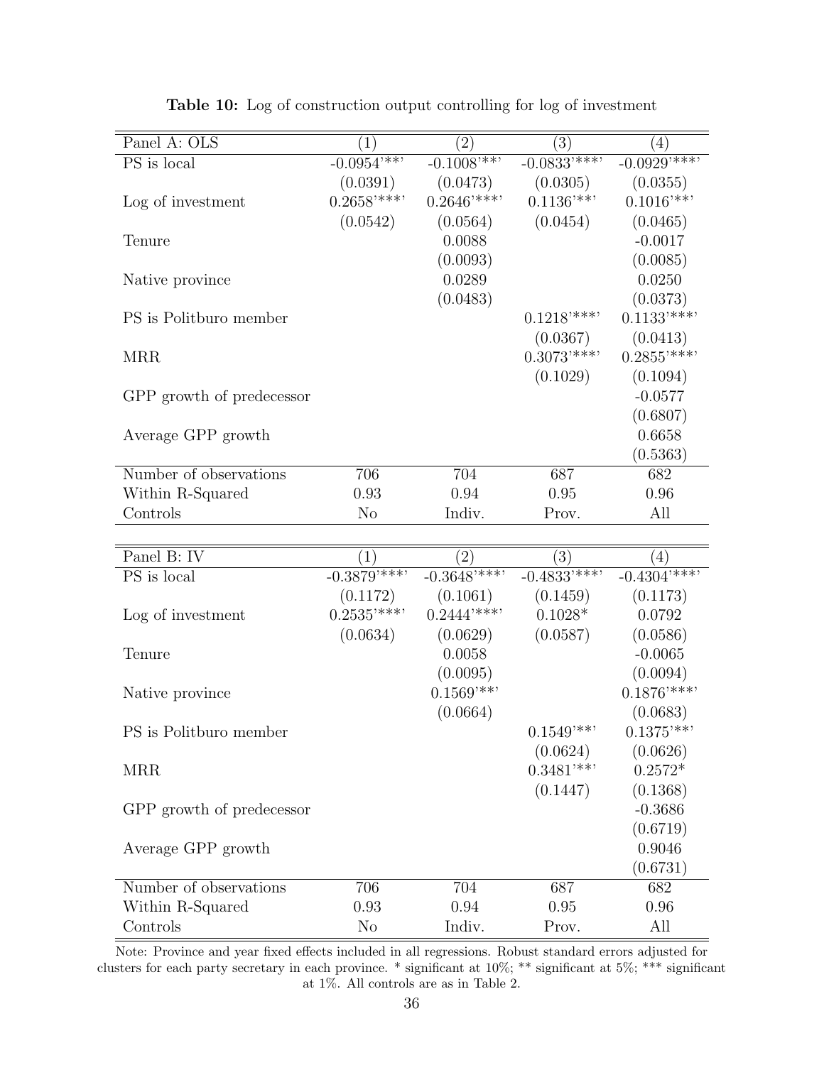**Table 10:** Log of construction output controlling for log of investment

| Panel A: OLS | (1) | (2) | (3) | (4) |
|---|---|---|---|---|
| PS is local | -0.0954'**' | -0.1008'**' | -0.0833'***' | -0.0929'***' |
| | (0.0391) | (0.0473) | (0.0305) | (0.0355) |
| Log of investment | 0.2658'***' | 0.2646'***' | 0.1136'**' | 0.1016'**' |
| | (0.0542) | (0.0564) | (0.0454) | (0.0465) |
| Tenure | | 0.0088 | | -0.0017 |
| | | (0.0093) | | (0.0085) |
| Native province | | 0.0289 | | 0.0250 |
| | | (0.0483) | | (0.0373) |
| PS is Politburo member | | | 0.1218'***' | 0.1133'***' |
| | | | (0.0367) | (0.0413) |
| MRR | | | 0.3073'***' | 0.2855'***' |
| | | | (0.1029) | (0.1094) |
| GPP growth of predecessor | | | | -0.0577 |
| | | | | (0.6807) |
| Average GPP growth | | | | 0.6658 |
| | | | | (0.5363) |
| Number of observations | 706 | 704 | 687 | 682 |
| Within R-Squared | 0.93 | 0.94 | 0.95 | 0.96 |
| Controls | No | Indiv. | Prov. | All |

| Panel B: IV | (1) | (2) | (3) | (4) |
|---|---|---|---|---|
| PS is local | -0.3879'***' | -0.3648'***' | -0.4833'***' | -0.4304'***' |
| | (0.1172) | (0.1061) | (0.1459) | (0.1173) |
| Log of investment | 0.2535'***' | 0.2444'***' | 0.1028* | 0.0792 |
| | (0.0634) | (0.0629) | (0.0587) | (0.0586) |
| Tenure | | 0.0058 | | -0.0065 |
| | | (0.0095) | | (0.0094) |
| Native province | | 0.1569'**' | | 0.1876'***' |
| | | (0.0664) | | (0.0683) |
| PS is Politburo member | | | 0.1549'**' | 0.1375'**' |
| | | | (0.0624) | (0.0626) |
| MRR | | | 0.3481'**' | 0.2572* |
| | | | (0.1447) | (0.1368) |
| GPP growth of predecessor | | | | -0.3686 |
| | | | | (0.6719) |
| Average GPP growth | | | | 0.9046 |
| | | | | (0.6731) |
| Number of observations | 706 | 704 | 687 | 682 |
| Within R-Squared | 0.93 | 0.94 | 0.95 | 0.96 |
| Controls | No | Indiv. | Prov. | All |

Note: Province and year fixed effects included in all regressions. Robust standard errors adjusted for clusters for each party secretary in each province. * significant at 10%; ** significant at 5%; *** significant at 1%. All controls are as in Table 2.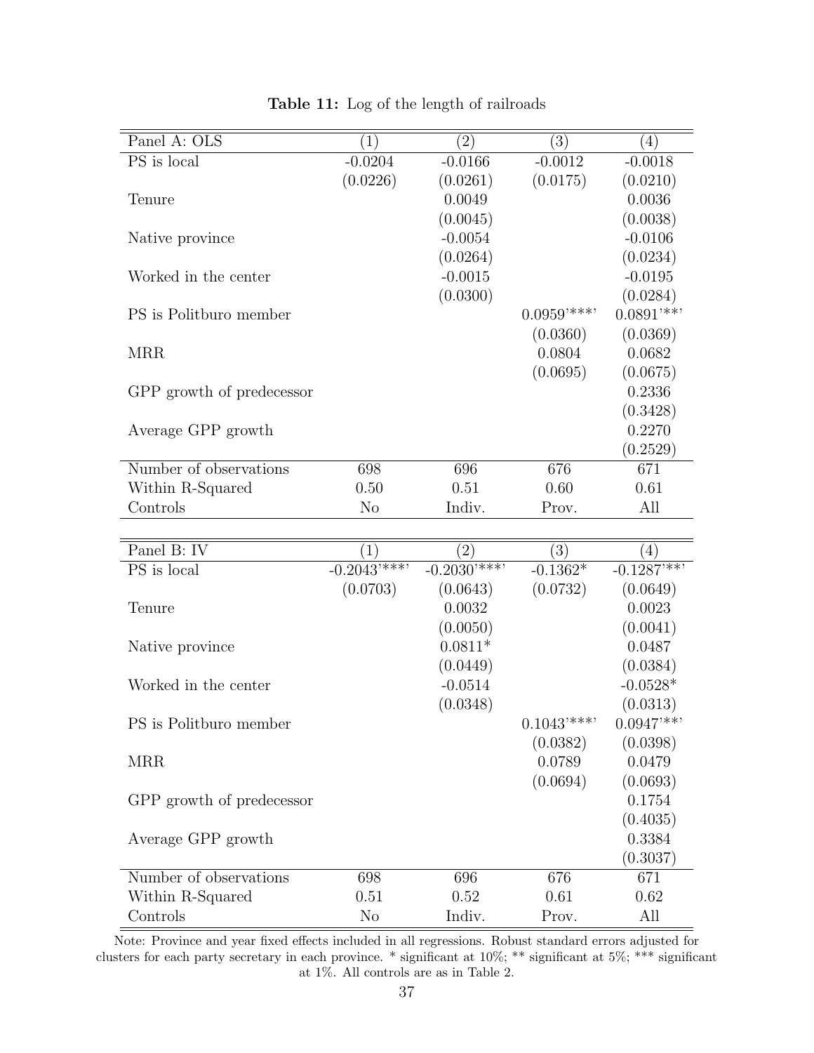**Table 11:** Log of the length of railroads

| Panel A: OLS | (1) | (2) | (3) | (4) |
|---|---|---|---|---|
| PS is local | -0.0204 | -0.0166 | -0.0012 | -0.0018 |
| | (0.0226) | (0.0261) | (0.0175) | (0.0210) |
| Tenure | | 0.0049 | | 0.0036 |
| | | (0.0045) | | (0.0038) |
| Native province | | -0.0054 | | -0.0106 |
| | | (0.0264) | | (0.0234) |
| Worked in the center | | -0.0015 | | -0.0195 |
| | | (0.0300) | | (0.0284) |
| PS is Politburo member | | | 0.0959’***’ | 0.0891’**’ |
| | | | (0.0360) | (0.0369) |
| MRR | | | 0.0804 | 0.0682 |
| | | | (0.0695) | (0.0675) |
| GPP growth of predecessor | | | | 0.2336 |
| | | | | (0.3428) |
| Average GPP growth | | | | 0.2270 |
| | | | | (0.2529) |
| Number of observations | 698 | 696 | 676 | 671 |
| Within R-Squared | 0.50 | 0.51 | 0.60 | 0.61 |
| Controls | No | Indiv. | Prov. | All |

| Panel B: IV | (1) | (2) | (3) | (4) |
|---|---|---|---|---|
| PS is local | -0.2043’***’ | -0.2030’***’ | -0.1362* | -0.1287’**’ |
| | (0.0703) | (0.0643) | (0.0732) | (0.0649) |
| Tenure | | 0.0032 | | 0.0023 |
| | | (0.0050) | | (0.0041) |
| Native province | | 0.0811* | | 0.0487 |
| | | (0.0449) | | (0.0384) |
| Worked in the center | | -0.0514 | | -0.0528* |
| | | (0.0348) | | (0.0313) |
| PS is Politburo member | | | 0.1043’***’ | 0.0947’**’ |
| | | | (0.0382) | (0.0398) |
| MRR | | | 0.0789 | 0.0479 |
| | | | (0.0694) | (0.0693) |
| GPP growth of predecessor | | | | 0.1754 |
| | | | | (0.4035) |
| Average GPP growth | | | | 0.3384 |
| | | | | (0.3037) |
| Number of observations | 698 | 696 | 676 | 671 |
| Within R-Squared | 0.51 | 0.52 | 0.61 | 0.62 |
| Controls | No | Indiv. | Prov. | All |

Note: Province and year fixed effects included in all regressions. Robust standard errors adjusted for clusters for each party secretary in each province. * significant at 10%; ** significant at 5%; *** significant at 1%. All controls are as in Table 2.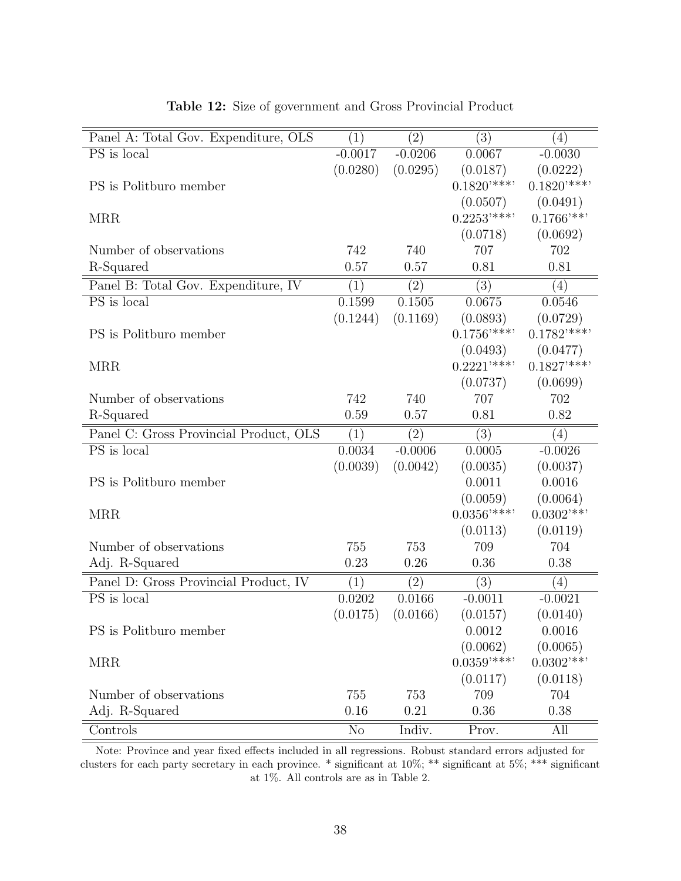**Table 12:** Size of government and Gross Provincial Product

| Panel A: Total Gov. Expenditure, OLS | (1) | (2) | (3) | (4) |
|---|---|---|---|---|
| PS is local | -0.0017 | -0.0206 | 0.0067 | -0.0030 |
| | (0.0280) | (0.0295) | (0.0187) | (0.0222) |
| PS is Politburo member | | | 0.1820'***' | 0.1820'***' |
| | | | (0.0507) | (0.0491) |
| MRR | | | 0.2253'***' | 0.1766'**' |
| | | | (0.0718) | (0.0692) |
| Number of observations | 742 | 740 | 707 | 702 |
| R-Squared | 0.57 | 0.57 | 0.81 | 0.81 |
| **Panel B: Total Gov. Expenditure, IV** | **(1)** | **(2)** | **(3)** | **(4)** |
| PS is local | 0.1599 | 0.1505 | 0.0675 | 0.0546 |
| | (0.1244) | (0.1169) | (0.0893) | (0.0729) |
| PS is Politburo member | | | 0.1756'***' | 0.1782'***' |
| | | | (0.0493) | (0.0477) |
| MRR | | | 0.2221'***' | 0.1827'***' |
| | | | (0.0737) | (0.0699) |
| Number of observations | 742 | 740 | 707 | 702 |
| R-Squared | 0.59 | 0.57 | 0.81 | 0.82 |
| **Panel C: Gross Provincial Product, OLS** | **(1)** | **(2)** | **(3)** | **(4)** |
| PS is local | 0.0034 | -0.0006 | 0.0005 | -0.0026 |
| | (0.0039) | (0.0042) | (0.0035) | (0.0037) |
| PS is Politburo member | | | 0.0011 | 0.0016 |
| | | | (0.0059) | (0.0064) |
| MRR | | | 0.0356'***' | 0.0302'**' |
| | | | (0.0113) | (0.0119) |
| Number of observations | 755 | 753 | 709 | 704 |
| Adj. R-Squared | 0.23 | 0.26 | 0.36 | 0.38 |
| **Panel D: Gross Provincial Product, IV** | **(1)** | **(2)** | **(3)** | **(4)** |
| PS is local | 0.0202 | 0.0166 | -0.0011 | -0.0021 |
| | (0.0175) | (0.0166) | (0.0157) | (0.0140) |
| PS is Politburo member | | | 0.0012 | 0.0016 |
| | | | (0.0062) | (0.0065) |
| MRR | | | 0.0359'***' | 0.0302'**' |
| | | | (0.0117) | (0.0118) |
| Number of observations | 755 | 753 | 709 | 704 |
| Adj. R-Squared | 0.16 | 0.21 | 0.36 | 0.38 |
| Controls | No | Indiv. | Prov. | All |

Note: Province and year fixed effects included in all regressions. Robust standard errors adjusted for clusters for each party secretary in each province. * significant at 10%; ** significant at 5%; *** significant at 1%. All controls are as in Table 2.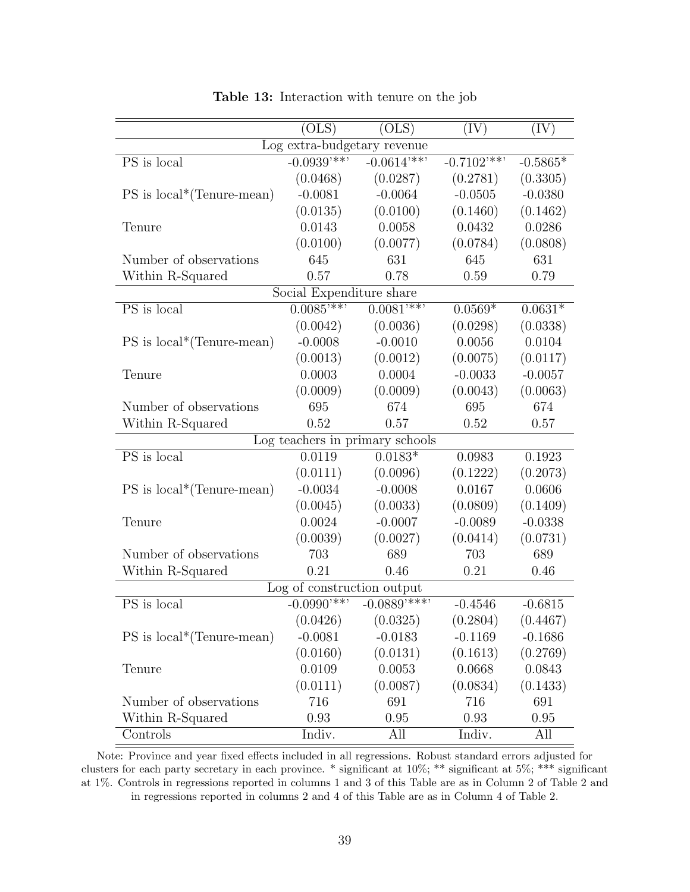**Table 13:** Interaction with tenure on the job

| | (OLS) | (OLS) | (IV) | (IV) |
|---|---|---|---|---|
| Log extra-budgetary revenue | | | | |
| PS is local | -0.0939'**' | -0.0614'**' | -0.7102'**' | -0.5865* |
| | (0.0468) | (0.0287) | (0.2781) | (0.3305) |
| PS is local*(Tenure-mean) | -0.0081 | -0.0064 | -0.0505 | -0.0380 |
| | (0.0135) | (0.0100) | (0.1460) | (0.1462) |
| Tenure | 0.0143 | 0.0058 | 0.0432 | 0.0286 |
| | (0.0100) | (0.0077) | (0.0784) | (0.0808) |
| Number of observations | 645 | 631 | 645 | 631 |
| Within R-Squared | 0.57 | 0.78 | 0.59 | 0.79 |
| Social Expenditure share | | | | |
| PS is local | 0.0085'**' | 0.0081'**' | 0.0569* | 0.0631* |
| | (0.0042) | (0.0036) | (0.0298) | (0.0338) |
| PS is local*(Tenure-mean) | -0.0008 | -0.0010 | 0.0056 | 0.0104 |
| | (0.0013) | (0.0012) | (0.0075) | (0.0117) |
| Tenure | 0.0003 | 0.0004 | -0.0033 | -0.0057 |
| | (0.0009) | (0.0009) | (0.0043) | (0.0063) |
| Number of observations | 695 | 674 | 695 | 674 |
| Within R-Squared | 0.52 | 0.57 | 0.52 | 0.57 |
| Log teachers in primary schools | | | | |
| PS is local | 0.0119 | 0.0183* | 0.0983 | 0.1923 |
| | (0.0111) | (0.0096) | (0.1222) | (0.2073) |
| PS is local*(Tenure-mean) | -0.0034 | -0.0008 | 0.0167 | 0.0606 |
| | (0.0045) | (0.0033) | (0.0809) | (0.1409) |
| Tenure | 0.0024 | -0.0007 | -0.0089 | -0.0338 |
| | (0.0039) | (0.0027) | (0.0414) | (0.0731) |
| Number of observations | 703 | 689 | 703 | 689 |
| Within R-Squared | 0.21 | 0.46 | 0.21 | 0.46 |
| Log of construction output | | | | |
| PS is local | -0.0990'**' | -0.0889'***' | -0.4546 | -0.6815 |
| | (0.0426) | (0.0325) | (0.2804) | (0.4467) |
| PS is local*(Tenure-mean) | -0.0081 | -0.0183 | -0.1169 | -0.1686 |
| | (0.0160) | (0.0131) | (0.1613) | (0.2769) |
| Tenure | 0.0109 | 0.0053 | 0.0668 | 0.0843 |
| | (0.0111) | (0.0087) | (0.0834) | (0.1433) |
| Number of observations | 716 | 691 | 716 | 691 |
| Within R-Squared | 0.93 | 0.95 | 0.93 | 0.95 |
| Controls | Indiv. | All | Indiv. | All |

Note: Province and year fixed effects included in all regressions. Robust standard errors adjusted for clusters for each party secretary in each province. * significant at 10%; ** significant at 5%; *** significant at 1%. Controls in regressions reported in columns 1 and 3 of this Table are as in Column 2 of Table 2 and in regressions reported in columns 2 and 4 of this Table are as in Column 4 of Table 2.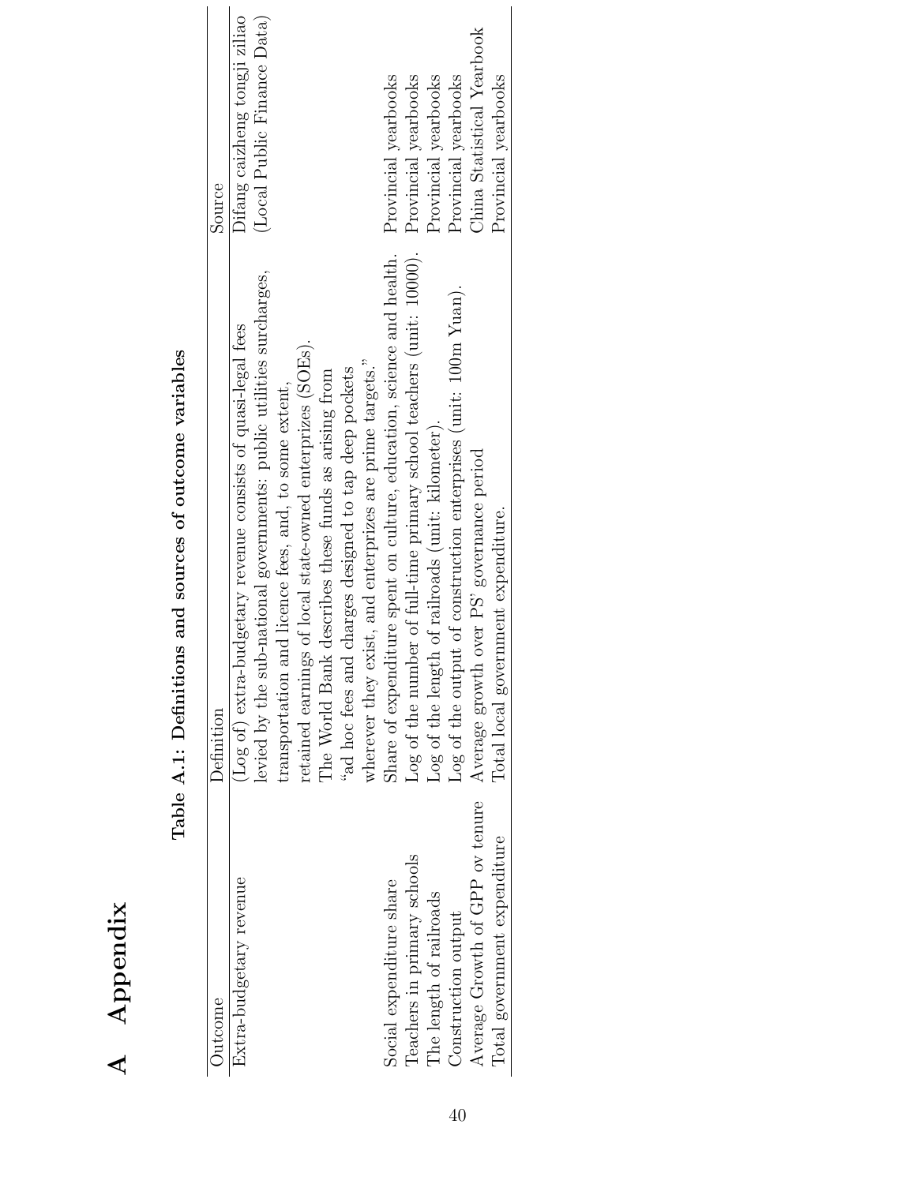# A Appendix

**Table A.1: Definitions and sources of outcome variables**

| Outcome | Definition | Source |
|---|---|---|
| Extra-budgetary revenue | (Log of) extra-budgetary revenue consists of quasi-legal fees levied by the sub-national governments: public utilities surcharges, transportation and licence fees, and, to some extent, retained earnings of local state-owned enterprizes (SOEs). The World Bank describes these funds as arising from "ad hoc fees and charges designed to tap deep pockets wherever they exist, and enterprizes are prime targets." | Difang caizheng tongji ziliao (Local Public Finance Data) |
| Social expenditure share | Share of expenditure spent on culture, education, science and health. | Provincial yearbooks |
| Teachers in primary schools | Log of the number of full-time primary school teachers (unit: 10000). | Provincial yearbooks |
| The length of railroads | Log of the length of railroads (unit: kilometer). | Provincial yearbooks |
| Construction output | Log of the output of construction enterprises (unit: 100m Yuan). | Provincial yearbooks |
| Average Growth of GPP ov tenure | Average growth over PS' governance period | China Statistical Yearbook |
| Total government expenditure | Total local government expenditure. | Provincial yearbooks |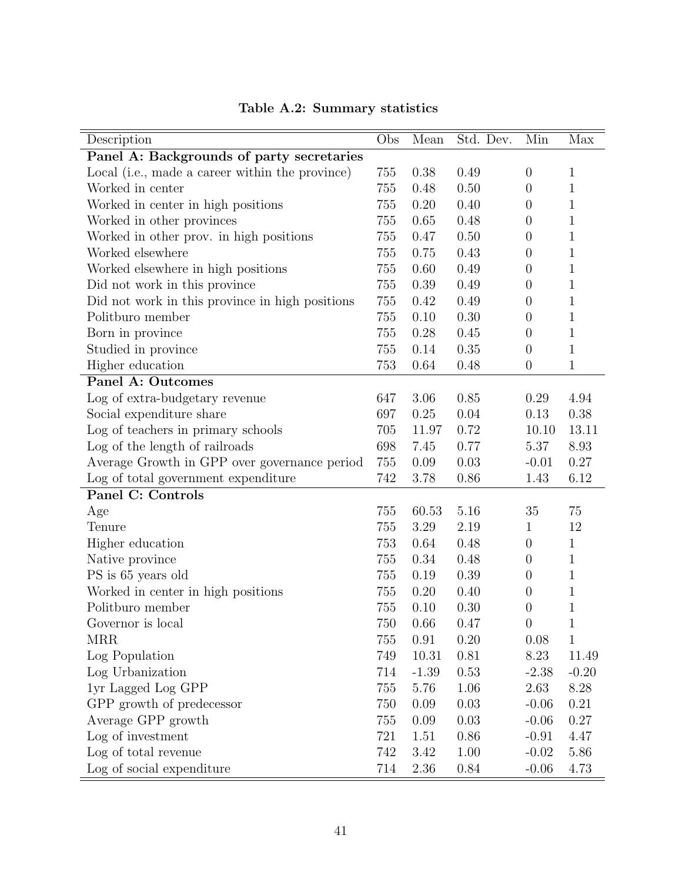**Table A.2: Summary statistics**

| Description | Obs | Mean | Std. Dev. | Min | Max |
|---|---|---|---|---|---|
| **Panel A: Backgrounds of party secretaries** | | | | | |
| Local (i.e., made a career within the province) | 755 | 0.38 | 0.49 | 0 | 1 |
| Worked in center | 755 | 0.48 | 0.50 | 0 | 1 |
| Worked in center in high positions | 755 | 0.20 | 0.40 | 0 | 1 |
| Worked in other provinces | 755 | 0.65 | 0.48 | 0 | 1 |
| Worked in other prov. in high positions | 755 | 0.47 | 0.50 | 0 | 1 |
| Worked elsewhere | 755 | 0.75 | 0.43 | 0 | 1 |
| Worked elsewhere in high positions | 755 | 0.60 | 0.49 | 0 | 1 |
| Did not work in this province | 755 | 0.39 | 0.49 | 0 | 1 |
| Did not work in this province in high positions | 755 | 0.42 | 0.49 | 0 | 1 |
| Politburo member | 755 | 0.10 | 0.30 | 0 | 1 |
| Born in province | 755 | 0.28 | 0.45 | 0 | 1 |
| Studied in province | 755 | 0.14 | 0.35 | 0 | 1 |
| Higher education | 753 | 0.64 | 0.48 | 0 | 1 |
| **Panel A: Outcomes** | | | | | |
| Log of extra-budgetary revenue | 647 | 3.06 | 0.85 | 0.29 | 4.94 |
| Social expenditure share | 697 | 0.25 | 0.04 | 0.13 | 0.38 |
| Log of teachers in primary schools | 705 | 11.97 | 0.72 | 10.10 | 13.11 |
| Log of the length of railroads | 698 | 7.45 | 0.77 | 5.37 | 8.93 |
| Average Growth in GPP over governance period | 755 | 0.09 | 0.03 | -0.01 | 0.27 |
| Log of total government expenditure | 742 | 3.78 | 0.86 | 1.43 | 6.12 |
| **Panel C: Controls** | | | | | |
| Age | 755 | 60.53 | 5.16 | 35 | 75 |
| Tenure | 755 | 3.29 | 2.19 | 1 | 12 |
| Higher education | 753 | 0.64 | 0.48 | 0 | 1 |
| Native province | 755 | 0.34 | 0.48 | 0 | 1 |
| PS is 65 years old | 755 | 0.19 | 0.39 | 0 | 1 |
| Worked in center in high positions | 755 | 0.20 | 0.40 | 0 | 1 |
| Politburo member | 755 | 0.10 | 0.30 | 0 | 1 |
| Governor is local | 750 | 0.66 | 0.47 | 0 | 1 |
| MRR | 755 | 0.91 | 0.20 | 0.08 | 1 |
| Log Population | 749 | 10.31 | 0.81 | 8.23 | 11.49 |
| Log Urbanization | 714 | -1.39 | 0.53 | -2.38 | -0.20 |
| 1yr Lagged Log GPP | 755 | 5.76 | 1.06 | 2.63 | 8.28 |
| GPP growth of predecessor | 750 | 0.09 | 0.03 | -0.06 | 0.21 |
| Average GPP growth | 755 | 0.09 | 0.03 | -0.06 | 0.27 |
| Log of investment | 721 | 1.51 | 0.86 | -0.91 | 4.47 |
| Log of total revenue | 742 | 3.42 | 1.00 | -0.02 | 5.86 |
| Log of social expenditure | 714 | 2.36 | 0.84 | -0.06 | 4.73 |